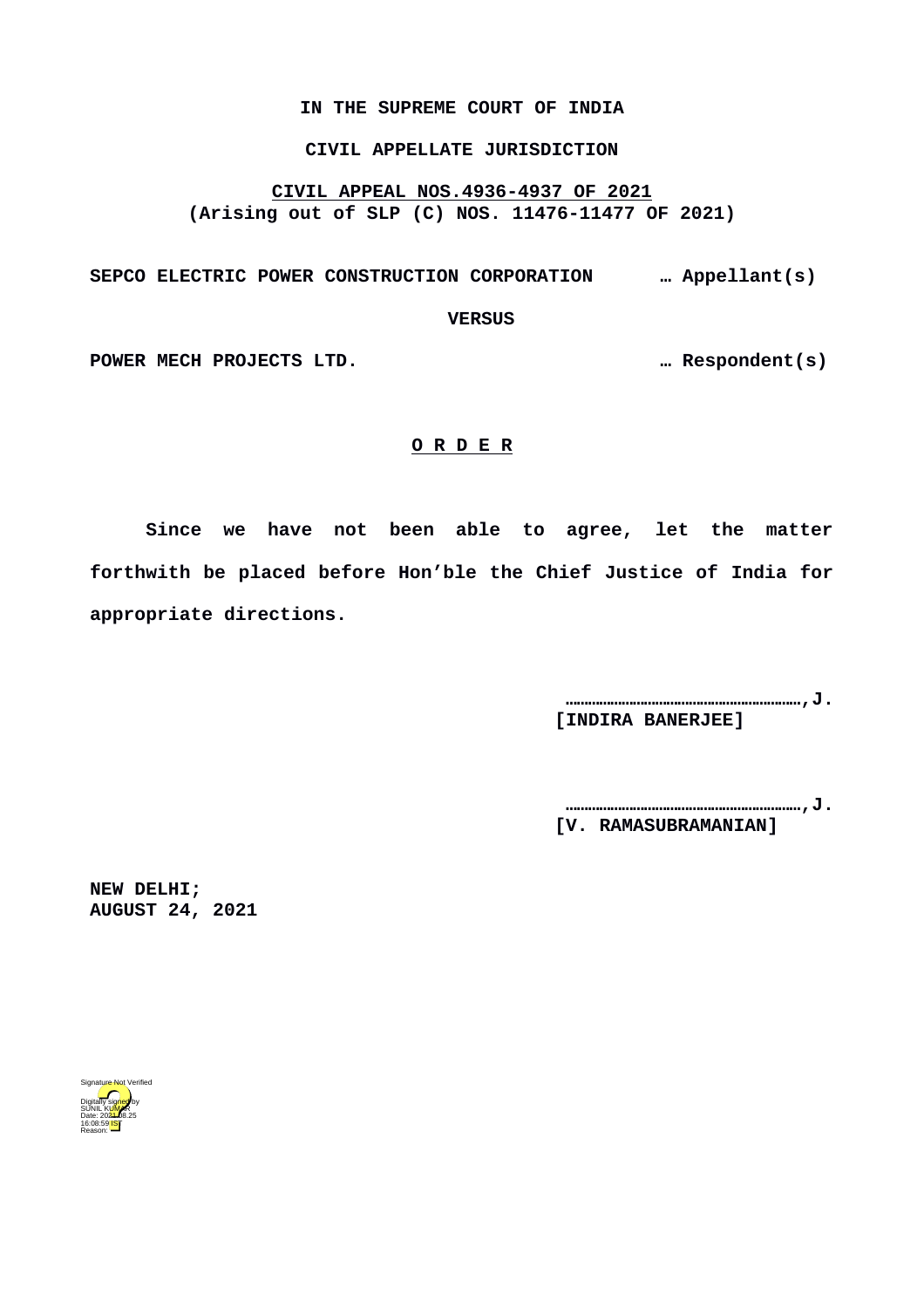**IN THE SUPREME COURT OF INDIA**

**CIVIL APPELLATE JURISDICTION**

**CIVIL APPEAL NOS.4936-4937 OF 2021**
**(Arising out of SLP (C) NOS. 11476-11477 OF 2021)**

**SEPCO ELECTRIC POWER CONSTRUCTION CORPORATION … Appellant(s)**

**VERSUS**

**POWER MECH PROJECTS LTD. … Respondent(s)**

**O R D E R**

**Since we have not been able to agree, let the matter forthwith be placed before Hon'ble the Chief Justice of India for appropriate directions.**

**……………………………………………………,J.**
**[INDIRA BANERJEE]**

**……………………………………………………,J.**
**[V. RAMASUBRAMANIAN]**

**NEW DELHI;**
**AUGUST 24, 2021**

Signature Not Verified
Digitally signed by SUNIL KUMAR
Date: 2021.08.25 16:08:59 IST
Reason: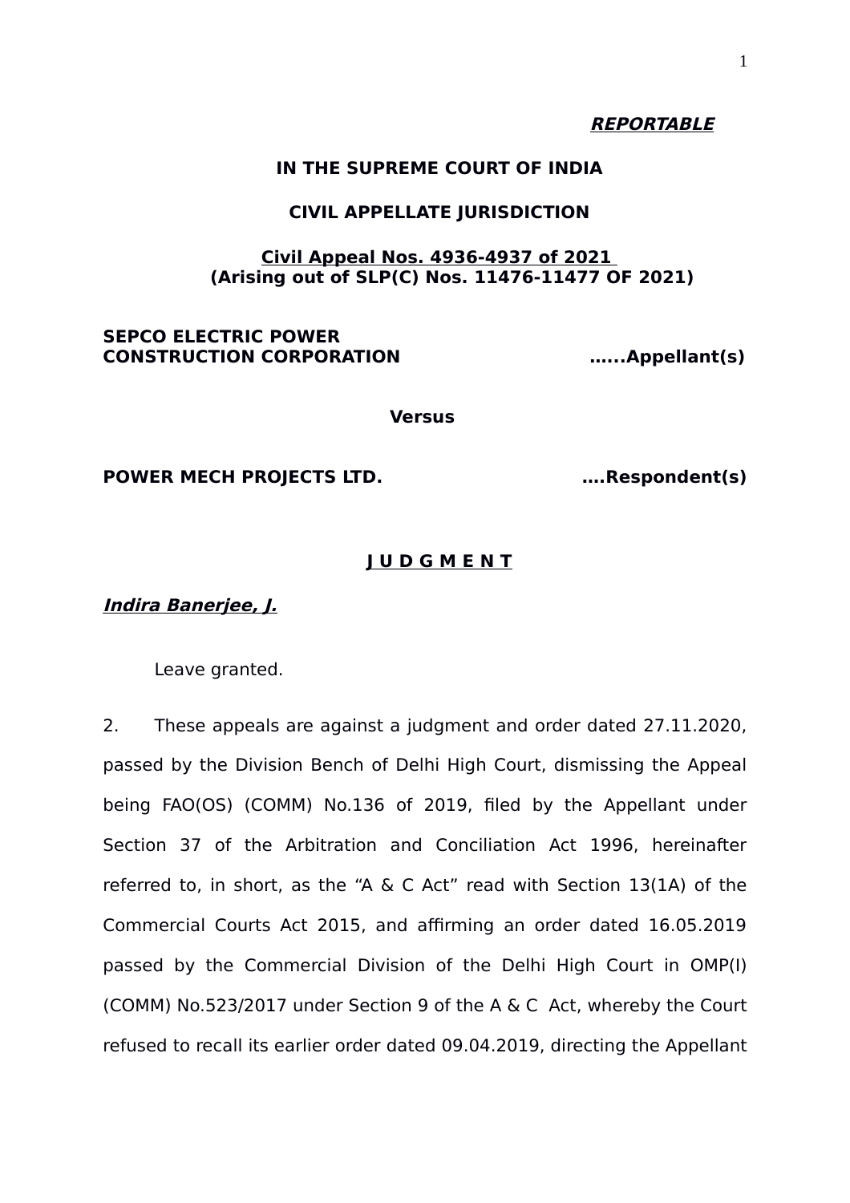***REPORTABLE***

**IN THE SUPREME COURT OF INDIA**

**CIVIL APPELLATE JURISDICTION**

**Civil Appeal Nos. 4936-4937 of 2021**
**(Arising out of SLP(C) Nos. 11476-11477 OF 2021)**

**SEPCO ELECTRIC POWER CONSTRUCTION CORPORATION …...Appellant(s)**

**Versus**

**POWER MECH PROJECTS LTD. ….Respondent(s)**

**J U D G M E N T**

***Indira Banerjee, J.***

Leave granted.

2. These appeals are against a judgment and order dated 27.11.2020, passed by the Division Bench of Delhi High Court, dismissing the Appeal being FAO(OS) (COMM) No.136 of 2019, filed by the Appellant under Section 37 of the Arbitration and Conciliation Act 1996, hereinafter referred to, in short, as the "A & C Act" read with Section 13(1A) of the Commercial Courts Act 2015, and affirming an order dated 16.05.2019 passed by the Commercial Division of the Delhi High Court in OMP(I) (COMM) No.523/2017 under Section 9 of the A & C Act, whereby the Court refused to recall its earlier order dated 09.04.2019, directing the Appellant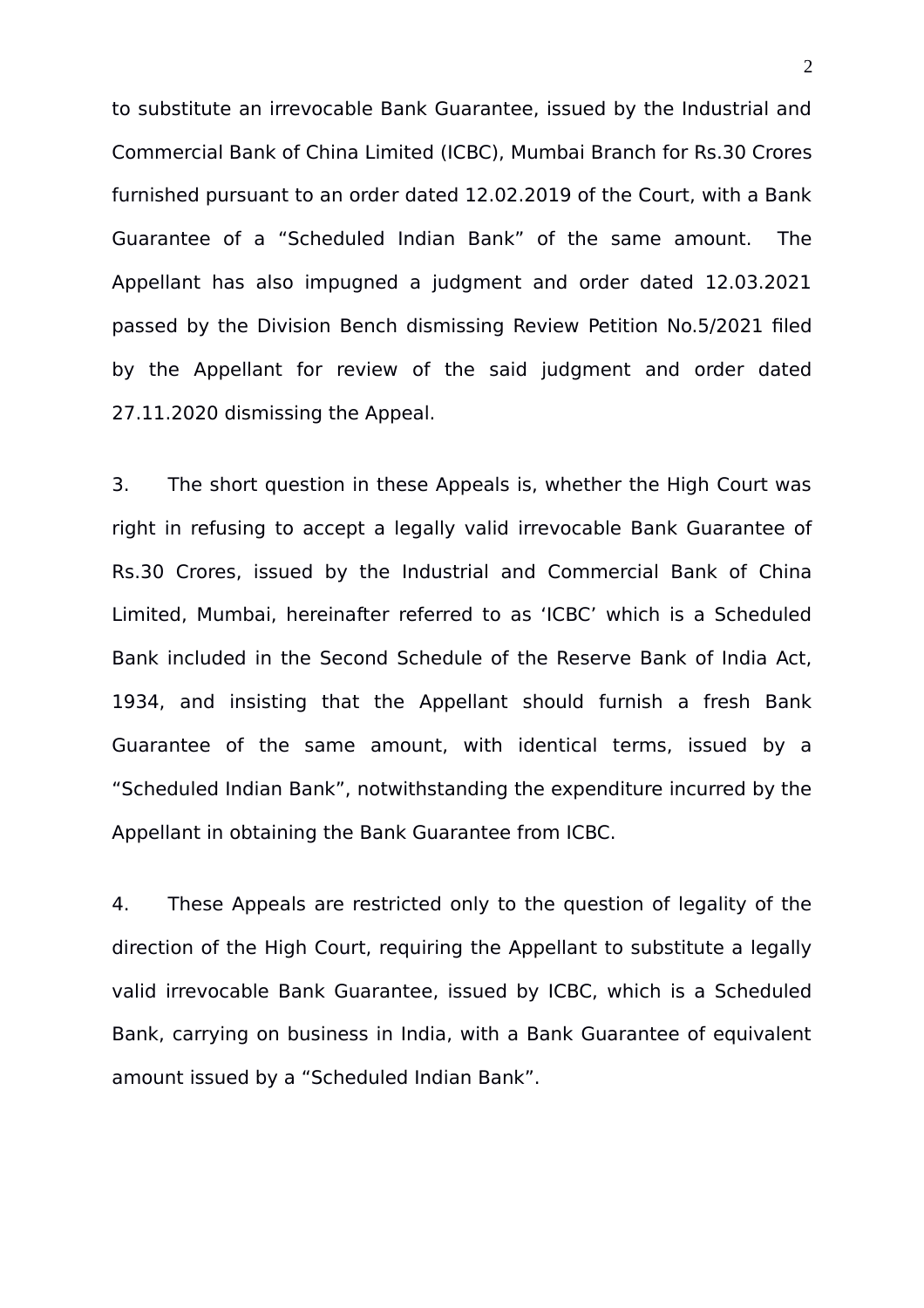to substitute an irrevocable Bank Guarantee, issued by the Industrial and Commercial Bank of China Limited (ICBC), Mumbai Branch for Rs.30 Crores furnished pursuant to an order dated 12.02.2019 of the Court, with a Bank Guarantee of a "Scheduled Indian Bank" of the same amount. The Appellant has also impugned a judgment and order dated 12.03.2021 passed by the Division Bench dismissing Review Petition No.5/2021 filed by the Appellant for review of the said judgment and order dated 27.11.2020 dismissing the Appeal.

3. The short question in these Appeals is, whether the High Court was right in refusing to accept a legally valid irrevocable Bank Guarantee of Rs.30 Crores, issued by the Industrial and Commercial Bank of China Limited, Mumbai, hereinafter referred to as 'ICBC' which is a Scheduled Bank included in the Second Schedule of the Reserve Bank of India Act, 1934, and insisting that the Appellant should furnish a fresh Bank Guarantee of the same amount, with identical terms, issued by a "Scheduled Indian Bank", notwithstanding the expenditure incurred by the Appellant in obtaining the Bank Guarantee from ICBC.

4. These Appeals are restricted only to the question of legality of the direction of the High Court, requiring the Appellant to substitute a legally valid irrevocable Bank Guarantee, issued by ICBC, which is a Scheduled Bank, carrying on business in India, with a Bank Guarantee of equivalent amount issued by a "Scheduled Indian Bank".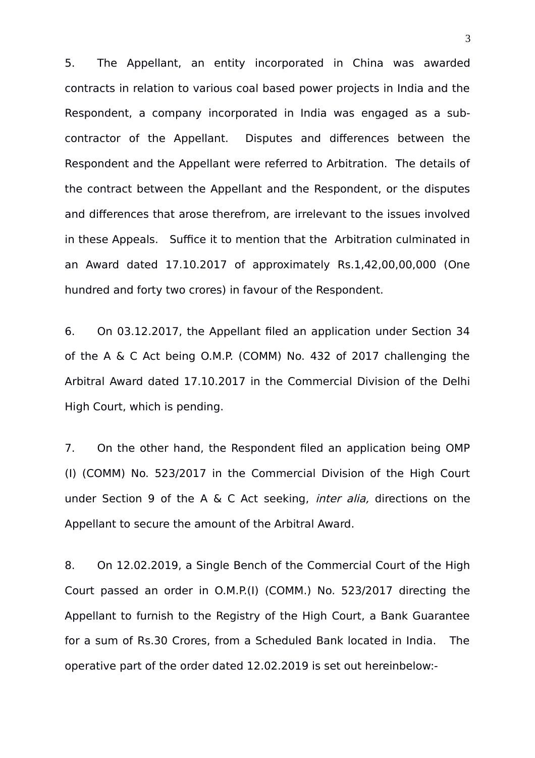5. The Appellant, an entity incorporated in China was awarded contracts in relation to various coal based power projects in India and the Respondent, a company incorporated in India was engaged as a sub-contractor of the Appellant. Disputes and differences between the Respondent and the Appellant were referred to Arbitration. The details of the contract between the Appellant and the Respondent, or the disputes and differences that arose therefrom, are irrelevant to the issues involved in these Appeals. Suffice it to mention that the Arbitration culminated in an Award dated 17.10.2017 of approximately Rs.1,42,00,00,000 (One hundred and forty two crores) in favour of the Respondent.

6. On 03.12.2017, the Appellant filed an application under Section 34 of the A & C Act being O.M.P. (COMM) No. 432 of 2017 challenging the Arbitral Award dated 17.10.2017 in the Commercial Division of the Delhi High Court, which is pending.

7. On the other hand, the Respondent filed an application being OMP (I) (COMM) No. 523/2017 in the Commercial Division of the High Court under Section 9 of the A & C Act seeking, *inter alia,* directions on the Appellant to secure the amount of the Arbitral Award.

8. On 12.02.2019, a Single Bench of the Commercial Court of the High Court passed an order in O.M.P.(I) (COMM.) No. 523/2017 directing the Appellant to furnish to the Registry of the High Court, a Bank Guarantee for a sum of Rs.30 Crores, from a Scheduled Bank located in India. The operative part of the order dated 12.02.2019 is set out hereinbelow:-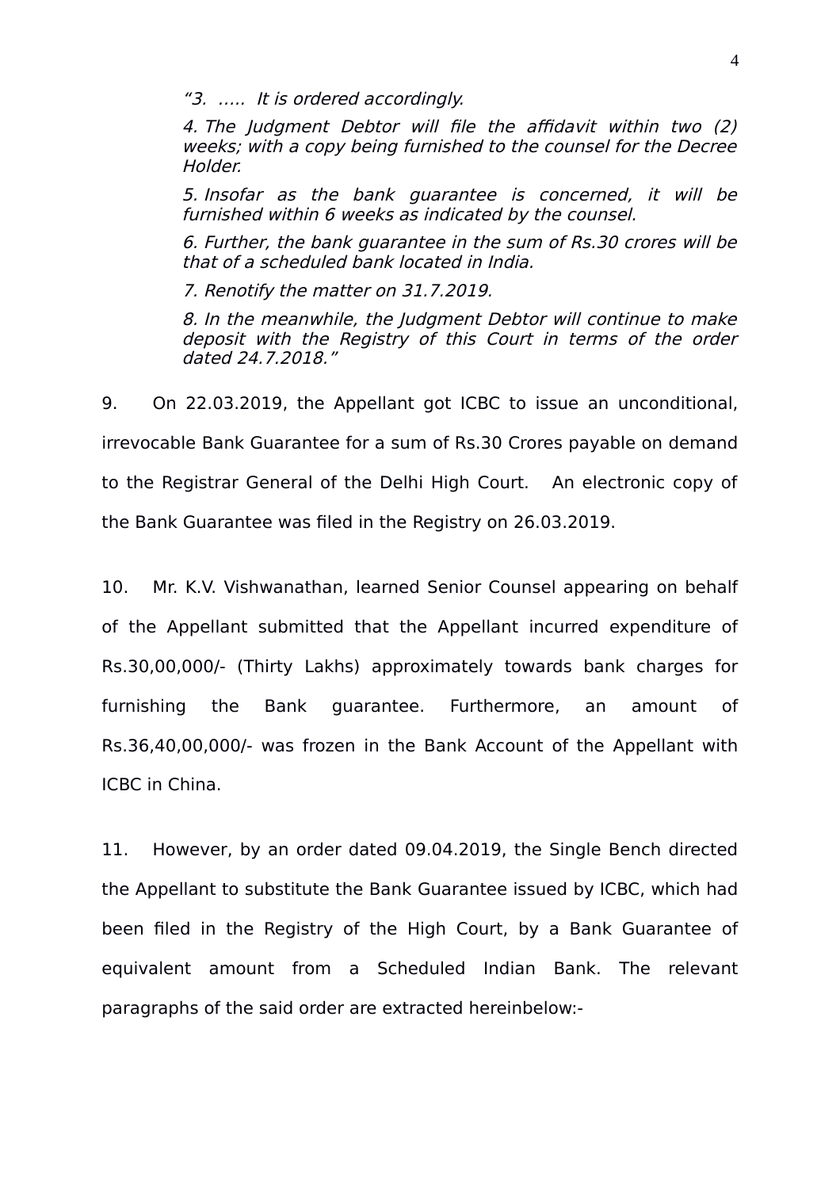*"3. ….. It is ordered accordingly.*

*4. The Judgment Debtor will file the affidavit within two (2) weeks; with a copy being furnished to the counsel for the Decree Holder.*

*5. Insofar as the bank guarantee is concerned, it will be furnished within 6 weeks as indicated by the counsel.*

*6. Further, the bank guarantee in the sum of Rs.30 crores will be that of a scheduled bank located in India.*

*7. Renotify the matter on 31.7.2019.*

*8. In the meanwhile, the Judgment Debtor will continue to make deposit with the Registry of this Court in terms of the order dated 24.7.2018."*

9. On 22.03.2019, the Appellant got ICBC to issue an unconditional, irrevocable Bank Guarantee for a sum of Rs.30 Crores payable on demand to the Registrar General of the Delhi High Court. An electronic copy of the Bank Guarantee was filed in the Registry on 26.03.2019.

10. Mr. K.V. Vishwanathan, learned Senior Counsel appearing on behalf of the Appellant submitted that the Appellant incurred expenditure of Rs.30,00,000/- (Thirty Lakhs) approximately towards bank charges for furnishing the Bank guarantee. Furthermore, an amount of Rs.36,40,00,000/- was frozen in the Bank Account of the Appellant with ICBC in China.

11. However, by an order dated 09.04.2019, the Single Bench directed the Appellant to substitute the Bank Guarantee issued by ICBC, which had been filed in the Registry of the High Court, by a Bank Guarantee of equivalent amount from a Scheduled Indian Bank. The relevant paragraphs of the said order are extracted hereinbelow:-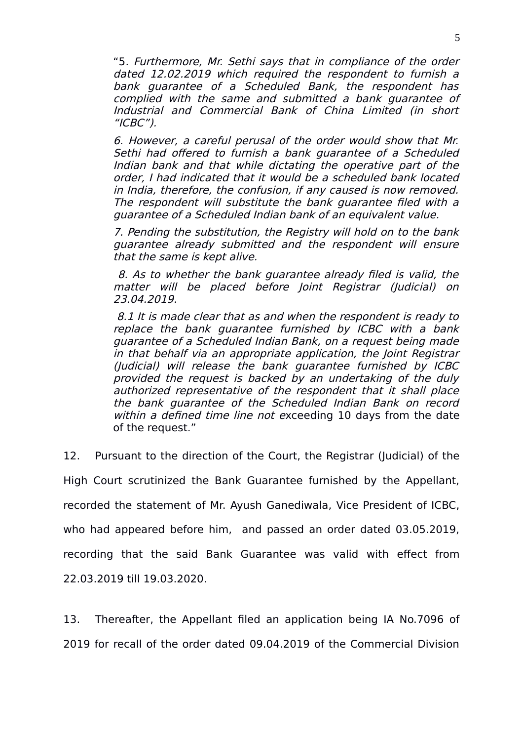> "5. *Furthermore, Mr. Sethi says that in compliance of the order dated 12.02.2019 which required the respondent to furnish a bank guarantee of a Scheduled Bank, the respondent has complied with the same and submitted a bank guarantee of Industrial and Commercial Bank of China Limited (in short "ICBC").*
>
> *6. However, a careful perusal of the order would show that Mr. Sethi had offered to furnish a bank guarantee of a Scheduled Indian bank and that while dictating the operative part of the order, I had indicated that it would be a scheduled bank located in India, therefore, the confusion, if any caused is now removed. The respondent will substitute the bank guarantee filed with a guarantee of a Scheduled Indian bank of an equivalent value.*
>
> *7. Pending the substitution, the Registry will hold on to the bank guarantee already submitted and the respondent will ensure that the same is kept alive.*
>
> *8. As to whether the bank guarantee already filed is valid, the matter will be placed before Joint Registrar (Judicial) on 23.04.2019.*
>
> *8.1 It is made clear that as and when the respondent is ready to replace the bank guarantee furnished by ICBC with a bank guarantee of a Scheduled Indian Bank, on a request being made in that behalf via an appropriate application, the Joint Registrar (Judicial) will release the bank guarantee furnished by ICBC provided the request is backed by an undertaking of the duly authorized representative of the respondent that it shall place the bank guarantee of the Scheduled Indian Bank on record within a defined time line not e*xceeding 10 days from the date of the request."

12. Pursuant to the direction of the Court, the Registrar (Judicial) of the High Court scrutinized the Bank Guarantee furnished by the Appellant, recorded the statement of Mr. Ayush Ganediwala, Vice President of ICBC, who had appeared before him, and passed an order dated 03.05.2019, recording that the said Bank Guarantee was valid with effect from 22.03.2019 till 19.03.2020.

13. Thereafter, the Appellant filed an application being IA No.7096 of 2019 for recall of the order dated 09.04.2019 of the Commercial Division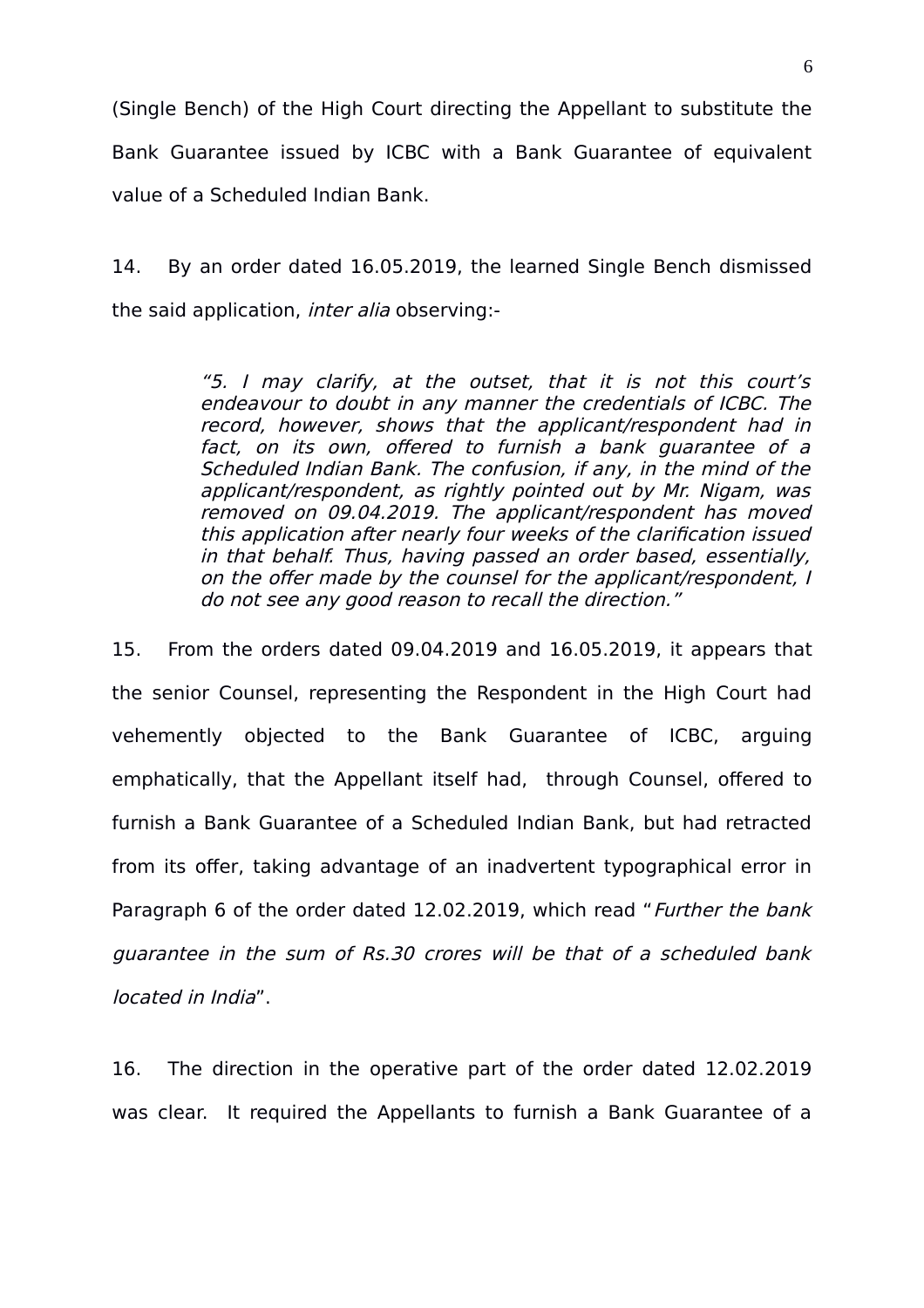(Single Bench) of the High Court directing the Appellant to substitute the Bank Guarantee issued by ICBC with a Bank Guarantee of equivalent value of a Scheduled Indian Bank.

14. By an order dated 16.05.2019, the learned Single Bench dismissed the said application, *inter alia* observing:-

> *"5. I may clarify, at the outset, that it is not this court's endeavour to doubt in any manner the credentials of ICBC. The record, however, shows that the applicant/respondent had in fact, on its own, offered to furnish a bank guarantee of a Scheduled Indian Bank. The confusion, if any, in the mind of the applicant/respondent, as rightly pointed out by Mr. Nigam, was removed on 09.04.2019. The applicant/respondent has moved this application after nearly four weeks of the clarification issued in that behalf. Thus, having passed an order based, essentially, on the offer made by the counsel for the applicant/respondent, I do not see any good reason to recall the direction."*

15. From the orders dated 09.04.2019 and 16.05.2019, it appears that the senior Counsel, representing the Respondent in the High Court had vehemently objected to the Bank Guarantee of ICBC, arguing emphatically, that the Appellant itself had, through Counsel, offered to furnish a Bank Guarantee of a Scheduled Indian Bank, but had retracted from its offer, taking advantage of an inadvertent typographical error in Paragraph 6 of the order dated 12.02.2019, which read "*Further the bank guarantee in the sum of Rs.30 crores will be that of a scheduled bank located in India*".

16. The direction in the operative part of the order dated 12.02.2019 was clear. It required the Appellants to furnish a Bank Guarantee of a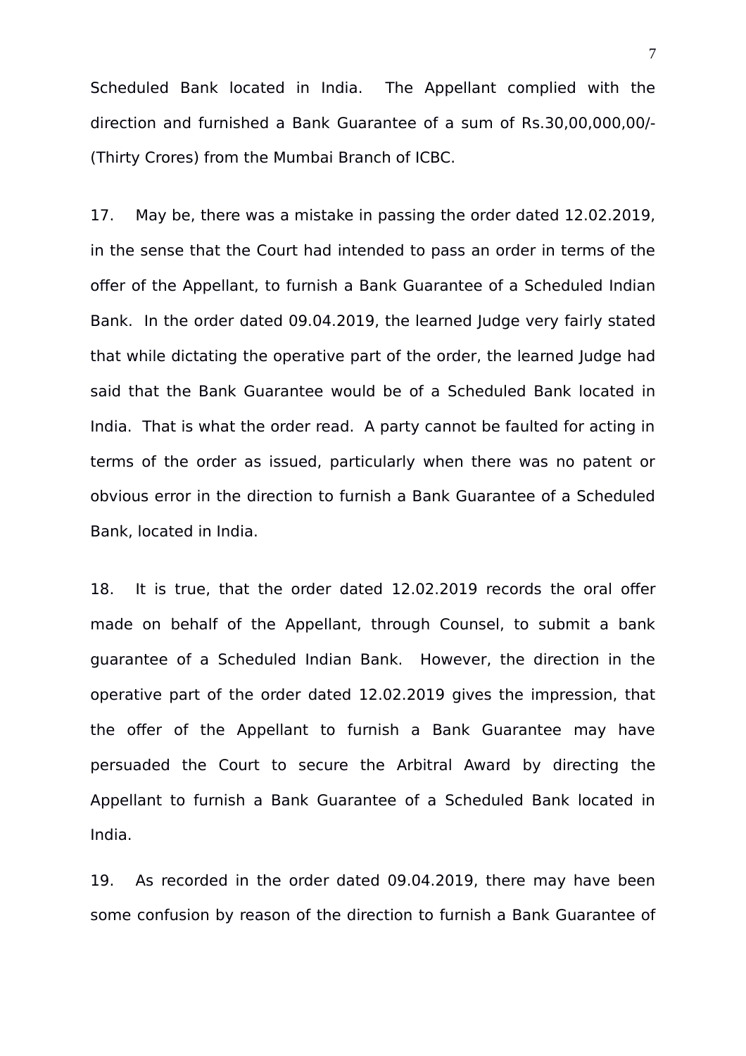Scheduled Bank located in India. The Appellant complied with the direction and furnished a Bank Guarantee of a sum of Rs.30,00,000,00/- (Thirty Crores) from the Mumbai Branch of ICBC.

17. May be, there was a mistake in passing the order dated 12.02.2019, in the sense that the Court had intended to pass an order in terms of the offer of the Appellant, to furnish a Bank Guarantee of a Scheduled Indian Bank. In the order dated 09.04.2019, the learned Judge very fairly stated that while dictating the operative part of the order, the learned Judge had said that the Bank Guarantee would be of a Scheduled Bank located in India. That is what the order read. A party cannot be faulted for acting in terms of the order as issued, particularly when there was no patent or obvious error in the direction to furnish a Bank Guarantee of a Scheduled Bank, located in India.

18. It is true, that the order dated 12.02.2019 records the oral offer made on behalf of the Appellant, through Counsel, to submit a bank guarantee of a Scheduled Indian Bank. However, the direction in the operative part of the order dated 12.02.2019 gives the impression, that the offer of the Appellant to furnish a Bank Guarantee may have persuaded the Court to secure the Arbitral Award by directing the Appellant to furnish a Bank Guarantee of a Scheduled Bank located in India.

19. As recorded in the order dated 09.04.2019, there may have been some confusion by reason of the direction to furnish a Bank Guarantee of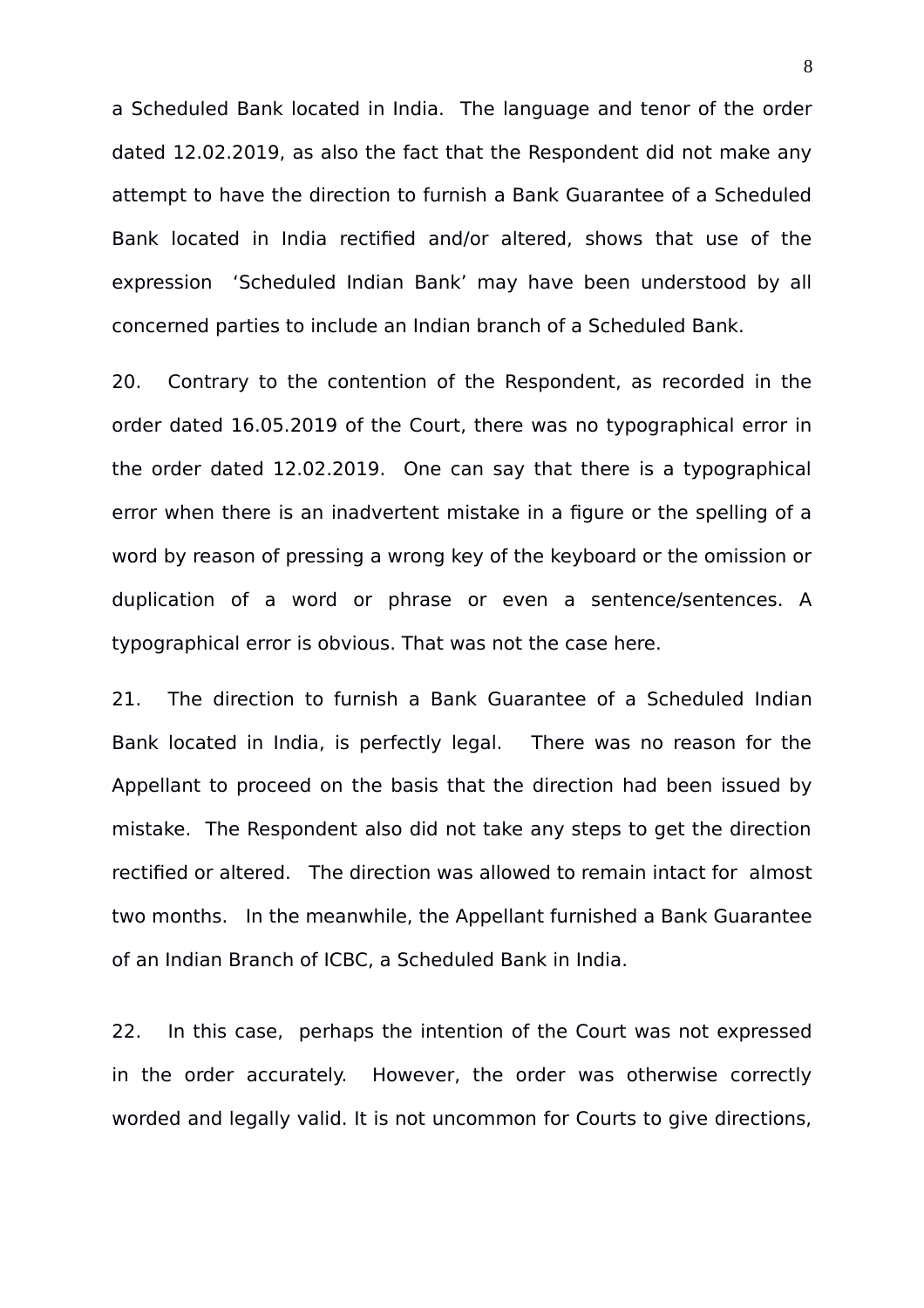a Scheduled Bank located in India. The language and tenor of the order dated 12.02.2019, as also the fact that the Respondent did not make any attempt to have the direction to furnish a Bank Guarantee of a Scheduled Bank located in India rectified and/or altered, shows that use of the expression 'Scheduled Indian Bank' may have been understood by all concerned parties to include an Indian branch of a Scheduled Bank.

20. Contrary to the contention of the Respondent, as recorded in the order dated 16.05.2019 of the Court, there was no typographical error in the order dated 12.02.2019. One can say that there is a typographical error when there is an inadvertent mistake in a figure or the spelling of a word by reason of pressing a wrong key of the keyboard or the omission or duplication of a word or phrase or even a sentence/sentences. A typographical error is obvious. That was not the case here.

21. The direction to furnish a Bank Guarantee of a Scheduled Indian Bank located in India, is perfectly legal. There was no reason for the Appellant to proceed on the basis that the direction had been issued by mistake. The Respondent also did not take any steps to get the direction rectified or altered. The direction was allowed to remain intact for almost two months. In the meanwhile, the Appellant furnished a Bank Guarantee of an Indian Branch of ICBC, a Scheduled Bank in India.

22. In this case, perhaps the intention of the Court was not expressed in the order accurately. However, the order was otherwise correctly worded and legally valid. It is not uncommon for Courts to give directions,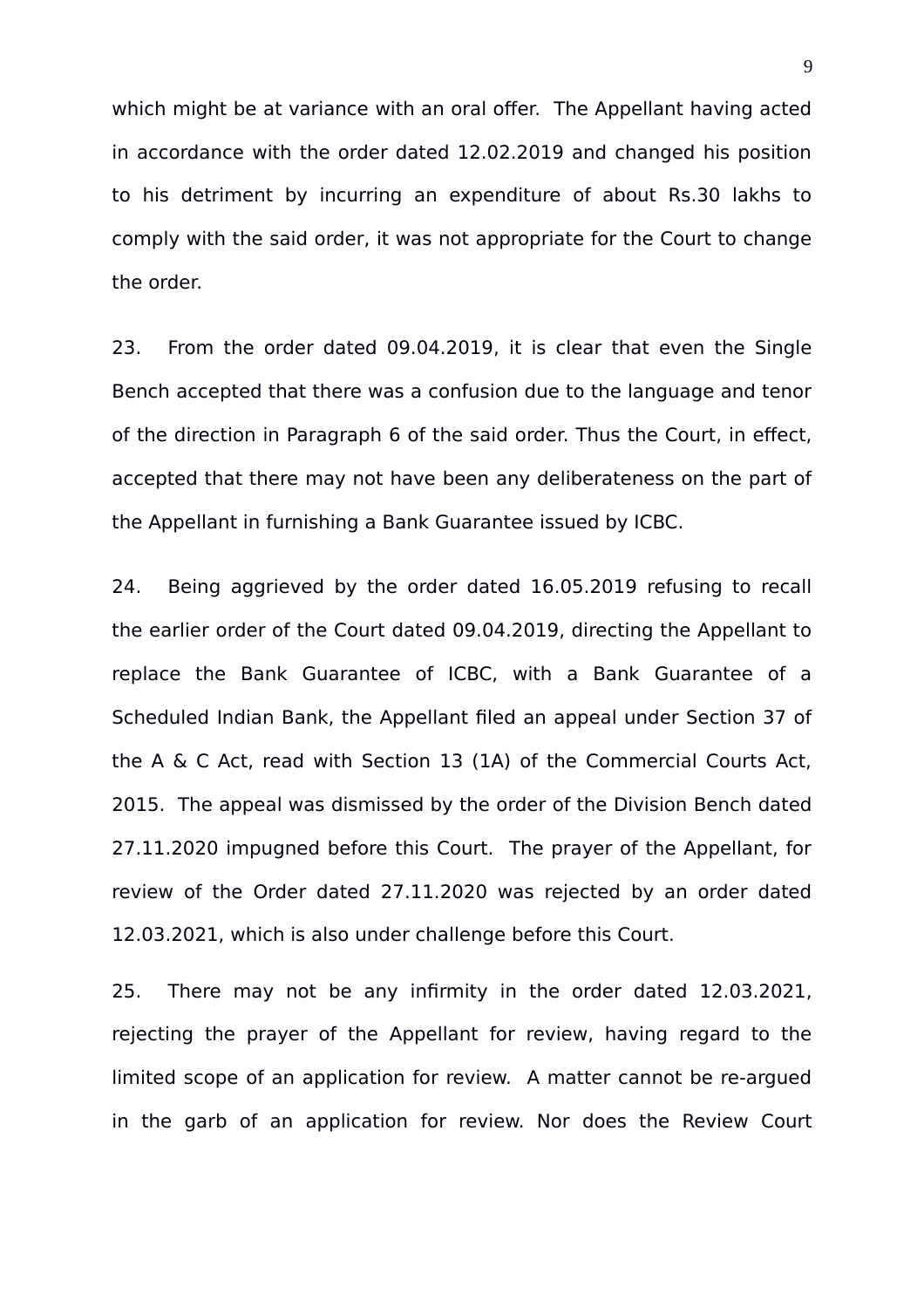which might be at variance with an oral offer. The Appellant having acted in accordance with the order dated 12.02.2019 and changed his position to his detriment by incurring an expenditure of about Rs.30 lakhs to comply with the said order, it was not appropriate for the Court to change the order.

23. From the order dated 09.04.2019, it is clear that even the Single Bench accepted that there was a confusion due to the language and tenor of the direction in Paragraph 6 of the said order. Thus the Court, in effect, accepted that there may not have been any deliberateness on the part of the Appellant in furnishing a Bank Guarantee issued by ICBC.

24. Being aggrieved by the order dated 16.05.2019 refusing to recall the earlier order of the Court dated 09.04.2019, directing the Appellant to replace the Bank Guarantee of ICBC, with a Bank Guarantee of a Scheduled Indian Bank, the Appellant filed an appeal under Section 37 of the A & C Act, read with Section 13 (1A) of the Commercial Courts Act, 2015. The appeal was dismissed by the order of the Division Bench dated 27.11.2020 impugned before this Court. The prayer of the Appellant, for review of the Order dated 27.11.2020 was rejected by an order dated 12.03.2021, which is also under challenge before this Court.

25. There may not be any infirmity in the order dated 12.03.2021, rejecting the prayer of the Appellant for review, having regard to the limited scope of an application for review. A matter cannot be re-argued in the garb of an application for review. Nor does the Review Court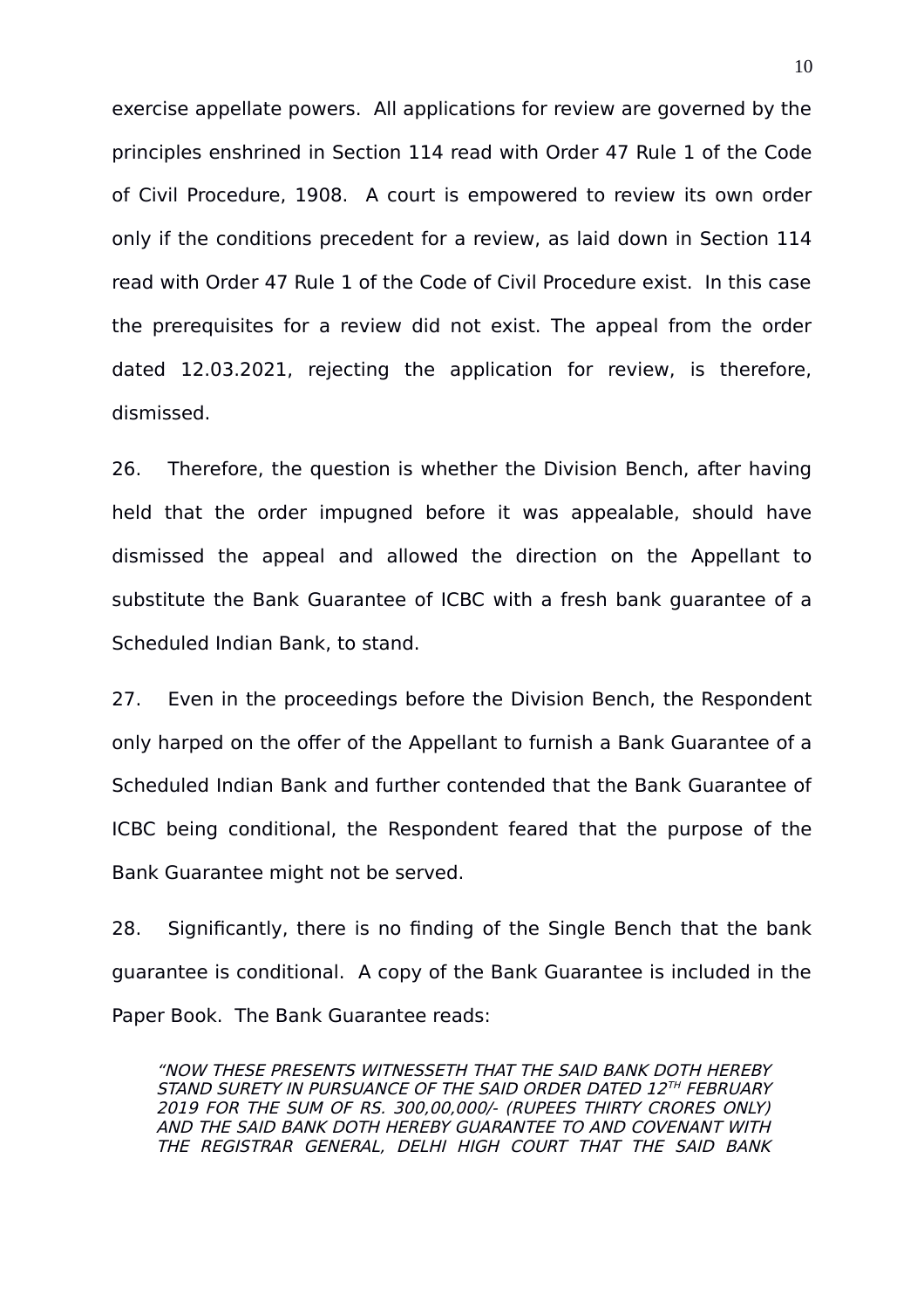exercise appellate powers. All applications for review are governed by the principles enshrined in Section 114 read with Order 47 Rule 1 of the Code of Civil Procedure, 1908. A court is empowered to review its own order only if the conditions precedent for a review, as laid down in Section 114 read with Order 47 Rule 1 of the Code of Civil Procedure exist. In this case the prerequisites for a review did not exist. The appeal from the order dated 12.03.2021, rejecting the application for review, is therefore, dismissed.

26. Therefore, the question is whether the Division Bench, after having held that the order impugned before it was appealable, should have dismissed the appeal and allowed the direction on the Appellant to substitute the Bank Guarantee of ICBC with a fresh bank guarantee of a Scheduled Indian Bank, to stand.

27. Even in the proceedings before the Division Bench, the Respondent only harped on the offer of the Appellant to furnish a Bank Guarantee of a Scheduled Indian Bank and further contended that the Bank Guarantee of ICBC being conditional, the Respondent feared that the purpose of the Bank Guarantee might not be served.

28. Significantly, there is no finding of the Single Bench that the bank guarantee is conditional. A copy of the Bank Guarantee is included in the Paper Book. The Bank Guarantee reads:

> *"NOW THESE PRESENTS WITNESSETH THAT THE SAID BANK DOTH HEREBY STAND SURETY IN PURSUANCE OF THE SAID ORDER DATED 12TH FEBRUARY 2019 FOR THE SUM OF RS. 300,00,000/- (RUPEES THIRTY CRORES ONLY) AND THE SAID BANK DOTH HEREBY GUARANTEE TO AND COVENANT WITH THE REGISTRAR GENERAL, DELHI HIGH COURT THAT THE SAID BANK*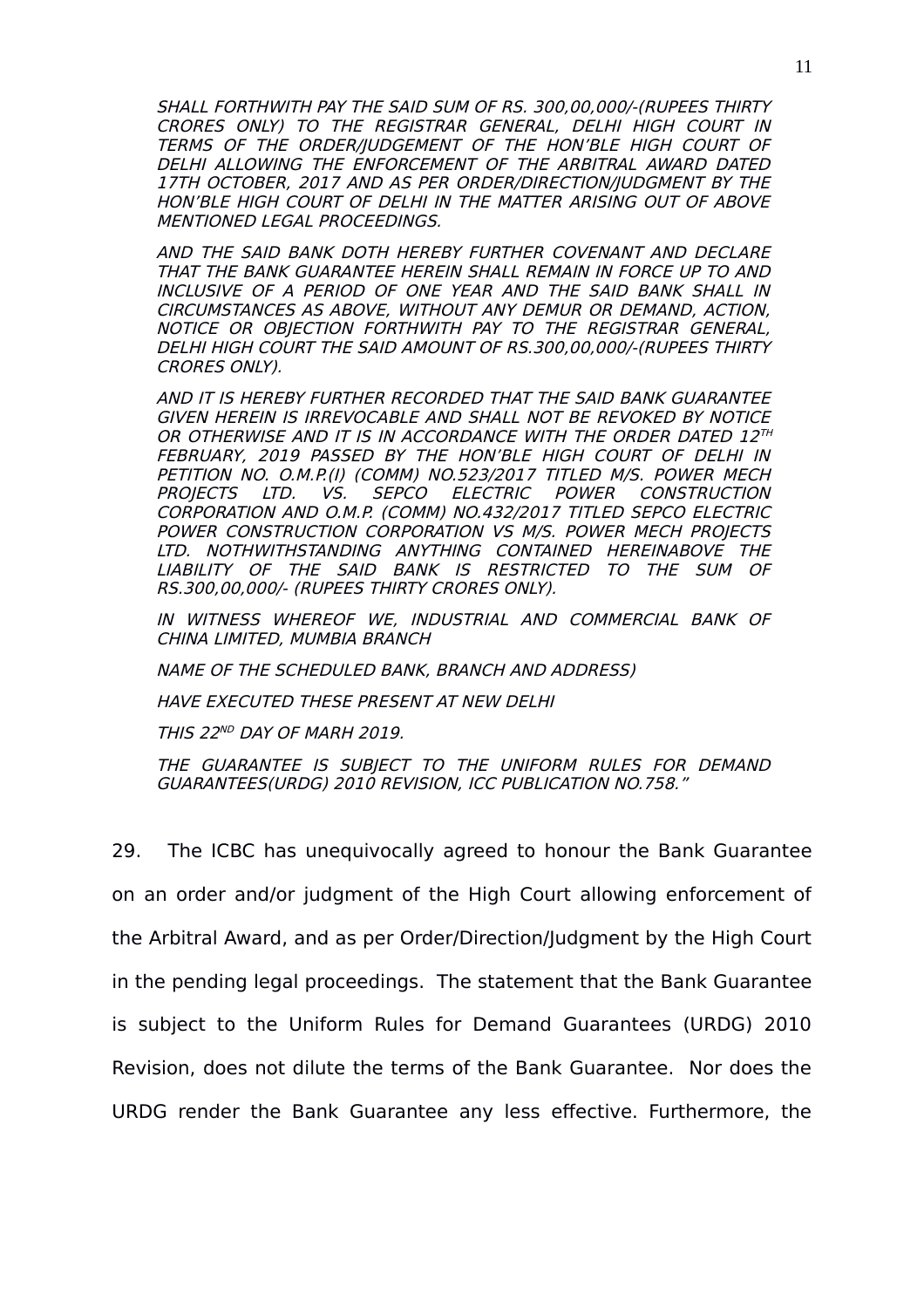*SHALL FORTHWITH PAY THE SAID SUM OF RS. 300,00,000/-(RUPEES THIRTY CRORES ONLY) TO THE REGISTRAR GENERAL, DELHI HIGH COURT IN TERMS OF THE ORDER/JUDGEMENT OF THE HON'BLE HIGH COURT OF DELHI ALLOWING THE ENFORCEMENT OF THE ARBITRAL AWARD DATED 17TH OCTOBER, 2017 AND AS PER ORDER/DIRECTION/JUDGMENT BY THE HON'BLE HIGH COURT OF DELHI IN THE MATTER ARISING OUT OF ABOVE MENTIONED LEGAL PROCEEDINGS.*

*AND THE SAID BANK DOTH HEREBY FURTHER COVENANT AND DECLARE THAT THE BANK GUARANTEE HEREIN SHALL REMAIN IN FORCE UP TO AND INCLUSIVE OF A PERIOD OF ONE YEAR AND THE SAID BANK SHALL IN CIRCUMSTANCES AS ABOVE, WITHOUT ANY DEMUR OR DEMAND, ACTION, NOTICE OR OBJECTION FORTHWITH PAY TO THE REGISTRAR GENERAL, DELHI HIGH COURT THE SAID AMOUNT OF RS.300,00,000/-(RUPEES THIRTY CRORES ONLY).*

*AND IT IS HEREBY FURTHER RECORDED THAT THE SAID BANK GUARANTEE GIVEN HEREIN IS IRREVOCABLE AND SHALL NOT BE REVOKED BY NOTICE OR OTHERWISE AND IT IS IN ACCORDANCE WITH THE ORDER DATED 12TH FEBRUARY, 2019 PASSED BY THE HON'BLE HIGH COURT OF DELHI IN PETITION NO. O.M.P.(I) (COMM) NO.523/2017 TITLED M/S. POWER MECH PROJECTS LTD. VS. SEPCO ELECTRIC POWER CONSTRUCTION CORPORATION AND O.M.P. (COMM) NO.432/2017 TITLED SEPCO ELECTRIC POWER CONSTRUCTION CORPORATION VS M/S. POWER MECH PROJECTS LTD. NOTHWITHSTANDING ANYTHING CONTAINED HEREINABOVE THE LIABILITY OF THE SAID BANK IS RESTRICTED TO THE SUM OF RS.300,00,000/- (RUPEES THIRTY CRORES ONLY).*

*IN WITNESS WHEREOF WE, INDUSTRIAL AND COMMERCIAL BANK OF CHINA LIMITED, MUMBIA BRANCH*

*NAME OF THE SCHEDULED BANK, BRANCH AND ADDRESS)*

*HAVE EXECUTED THESE PRESENT AT NEW DELHI*

*THIS 22ND DAY OF MARH 2019.*

*THE GUARANTEE IS SUBJECT TO THE UNIFORM RULES FOR DEMAND GUARANTEES(URDG) 2010 REVISION, ICC PUBLICATION NO.758."*

29. The ICBC has unequivocally agreed to honour the Bank Guarantee on an order and/or judgment of the High Court allowing enforcement of the Arbitral Award, and as per Order/Direction/Judgment by the High Court in the pending legal proceedings. The statement that the Bank Guarantee is subject to the Uniform Rules for Demand Guarantees (URDG) 2010 Revision, does not dilute the terms of the Bank Guarantee. Nor does the URDG render the Bank Guarantee any less effective. Furthermore, the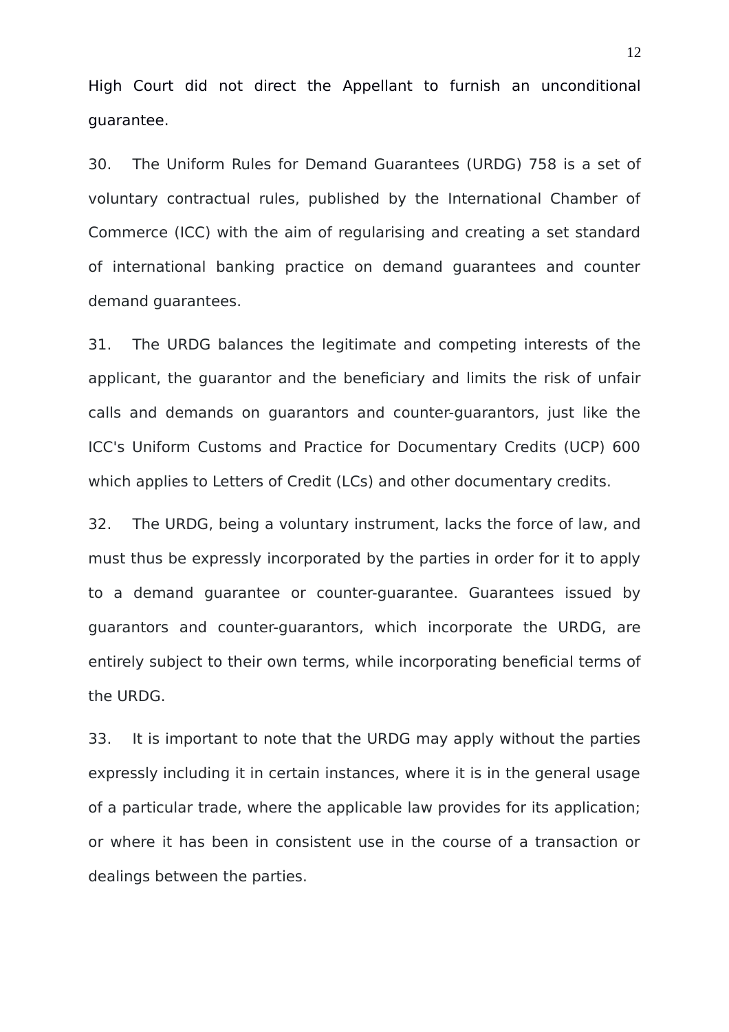High Court did not direct the Appellant to furnish an unconditional guarantee.

30. The Uniform Rules for Demand Guarantees (URDG) 758 is a set of voluntary contractual rules, published by the International Chamber of Commerce (ICC) with the aim of regularising and creating a set standard of international banking practice on demand guarantees and counter demand guarantees.

31. The URDG balances the legitimate and competing interests of the applicant, the guarantor and the beneficiary and limits the risk of unfair calls and demands on guarantors and counter-guarantors, just like the ICC's Uniform Customs and Practice for Documentary Credits (UCP) 600 which applies to Letters of Credit (LCs) and other documentary credits.

32. The URDG, being a voluntary instrument, lacks the force of law, and must thus be expressly incorporated by the parties in order for it to apply to a demand guarantee or counter-guarantee. Guarantees issued by guarantors and counter-guarantors, which incorporate the URDG, are entirely subject to their own terms, while incorporating beneficial terms of the URDG.

33. It is important to note that the URDG may apply without the parties expressly including it in certain instances, where it is in the general usage of a particular trade, where the applicable law provides for its application; or where it has been in consistent use in the course of a transaction or dealings between the parties.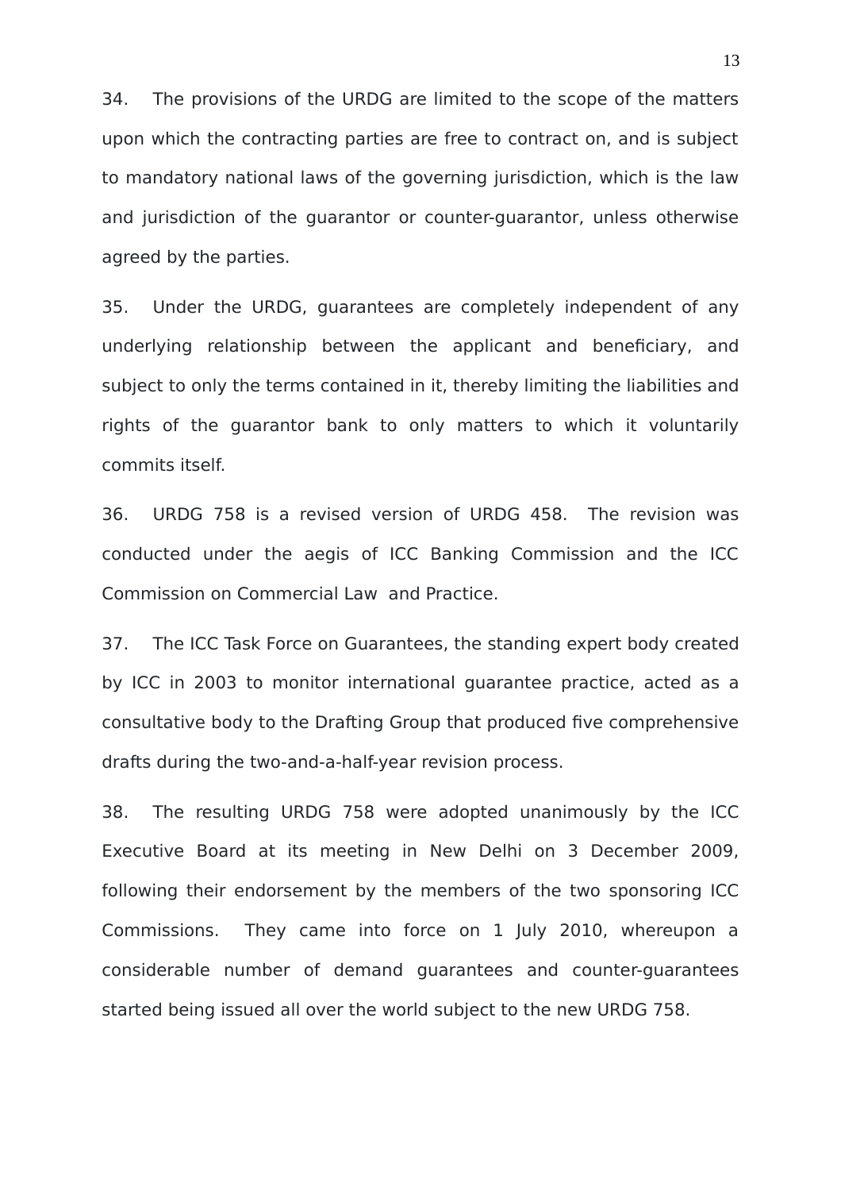34. The provisions of the URDG are limited to the scope of the matters upon which the contracting parties are free to contract on, and is subject to mandatory national laws of the governing jurisdiction, which is the law and jurisdiction of the guarantor or counter-guarantor, unless otherwise agreed by the parties.

35. Under the URDG, guarantees are completely independent of any underlying relationship between the applicant and beneficiary, and subject to only the terms contained in it, thereby limiting the liabilities and rights of the guarantor bank to only matters to which it voluntarily commits itself.

36. URDG 758 is a revised version of URDG 458. The revision was conducted under the aegis of ICC Banking Commission and the ICC Commission on Commercial Law and Practice.

37. The ICC Task Force on Guarantees, the standing expert body created by ICC in 2003 to monitor international guarantee practice, acted as a consultative body to the Drafting Group that produced five comprehensive drafts during the two-and-a-half-year revision process.

38. The resulting URDG 758 were adopted unanimously by the ICC Executive Board at its meeting in New Delhi on 3 December 2009, following their endorsement by the members of the two sponsoring ICC Commissions. They came into force on 1 July 2010, whereupon a considerable number of demand guarantees and counter-guarantees started being issued all over the world subject to the new URDG 758.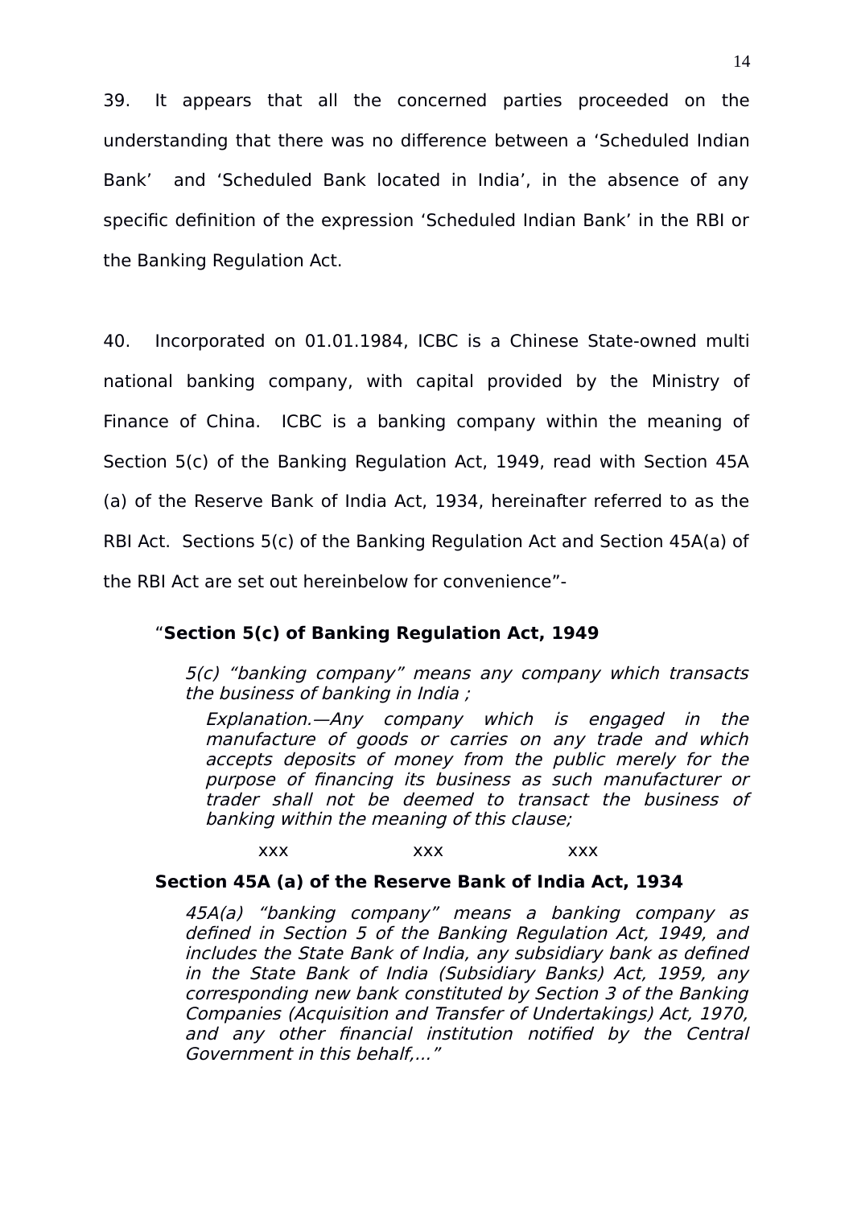39. It appears that all the concerned parties proceeded on the understanding that there was no difference between a 'Scheduled Indian Bank' and 'Scheduled Bank located in India', in the absence of any specific definition of the expression 'Scheduled Indian Bank' in the RBI or the Banking Regulation Act.

40. Incorporated on 01.01.1984, ICBC is a Chinese State-owned multi national banking company, with capital provided by the Ministry of Finance of China. ICBC is a banking company within the meaning of Section 5(c) of the Banking Regulation Act, 1949, read with Section 45A (a) of the Reserve Bank of India Act, 1934, hereinafter referred to as the RBI Act. Sections 5(c) of the Banking Regulation Act and Section 45A(a) of the RBI Act are set out hereinbelow for convenience"-

> "**Section 5(c) of Banking Regulation Act, 1949**
>
> *5(c) "banking company" means any company which transacts the business of banking in India ;*
>
> *Explanation.—Any company which is engaged in the manufacture of goods or carries on any trade and which accepts deposits of money from the public merely for the purpose of financing its business as such manufacturer or trader shall not be deemed to transact the business of banking within the meaning of this clause;*
>
> xxx xxx xxx
>
> **Section 45A (a) of the Reserve Bank of India Act, 1934**
>
> *45A(a) "banking company" means a banking company as defined in Section 5 of the Banking Regulation Act, 1949, and includes the State Bank of India, any subsidiary bank as defined in the State Bank of India (Subsidiary Banks) Act, 1959, any corresponding new bank constituted by Section 3 of the Banking Companies (Acquisition and Transfer of Undertakings) Act, 1970, and any other financial institution notified by the Central Government in this behalf,..."*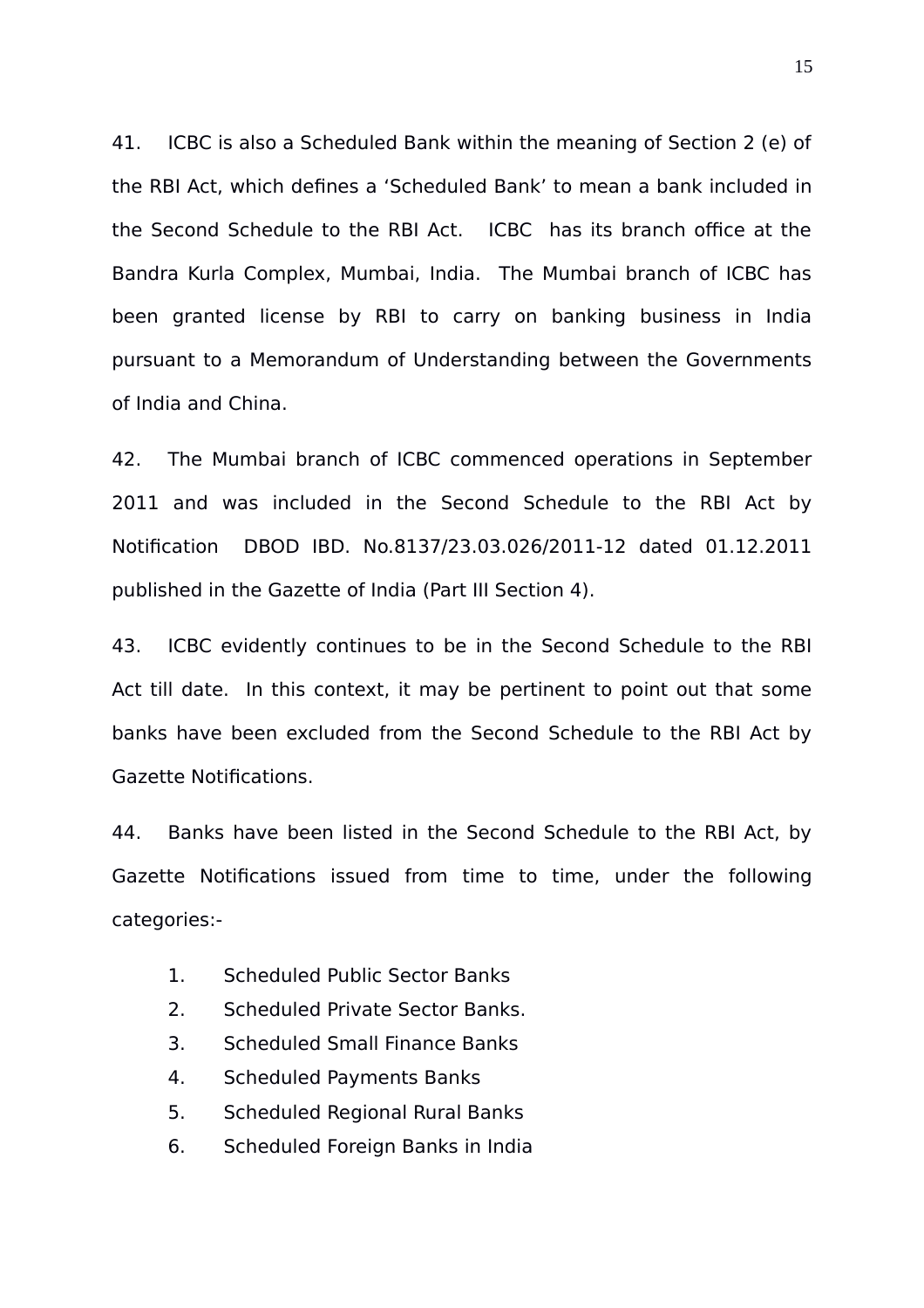41. ICBC is also a Scheduled Bank within the meaning of Section 2 (e) of the RBI Act, which defines a 'Scheduled Bank' to mean a bank included in the Second Schedule to the RBI Act. ICBC has its branch office at the Bandra Kurla Complex, Mumbai, India. The Mumbai branch of ICBC has been granted license by RBI to carry on banking business in India pursuant to a Memorandum of Understanding between the Governments of India and China.

42. The Mumbai branch of ICBC commenced operations in September 2011 and was included in the Second Schedule to the RBI Act by Notification DBOD IBD. No.8137/23.03.026/2011-12 dated 01.12.2011 published in the Gazette of India (Part III Section 4).

43. ICBC evidently continues to be in the Second Schedule to the RBI Act till date. In this context, it may be pertinent to point out that some banks have been excluded from the Second Schedule to the RBI Act by Gazette Notifications.

44. Banks have been listed in the Second Schedule to the RBI Act, by Gazette Notifications issued from time to time, under the following categories:-

1. Scheduled Public Sector Banks
2. Scheduled Private Sector Banks.
3. Scheduled Small Finance Banks
4. Scheduled Payments Banks
5. Scheduled Regional Rural Banks
6. Scheduled Foreign Banks in India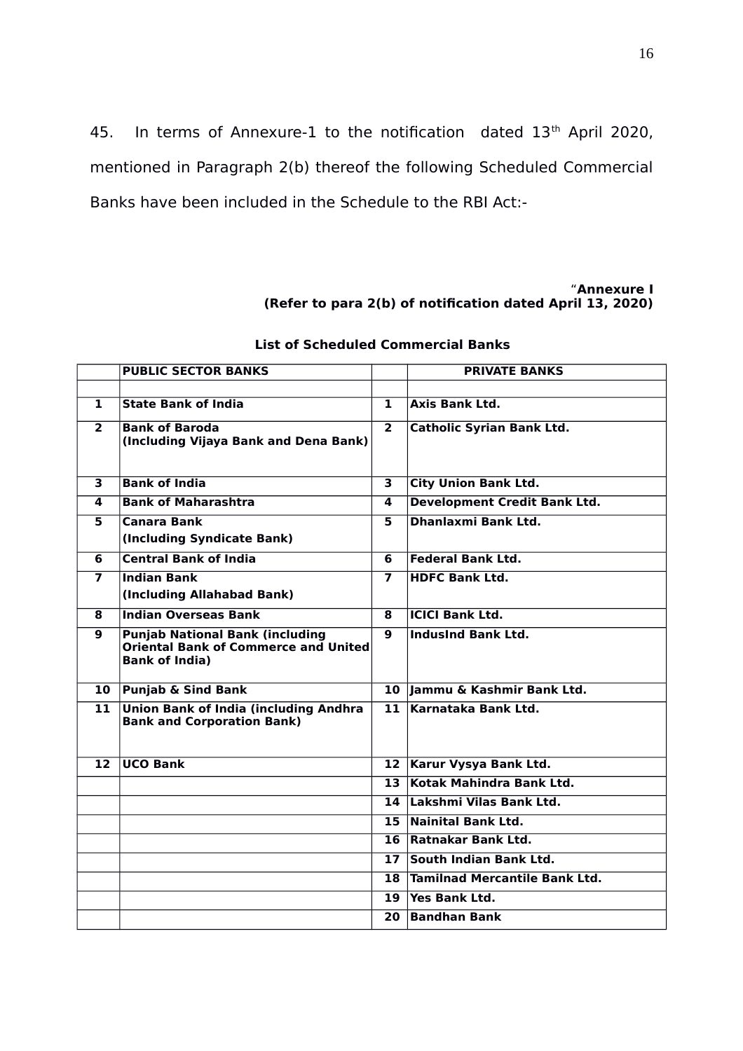45. In terms of Annexure-1 to the notification dated 13th April 2020, mentioned in Paragraph 2(b) thereof the following Scheduled Commercial Banks have been included in the Schedule to the RBI Act:-

“**Annexure I**
**(Refer to para 2(b) of notification dated April 13, 2020)**

**List of Scheduled Commercial Banks**

| | **PUBLIC SECTOR BANKS** | | **PRIVATE BANKS** |
|---|---|---|---|
| | | | |
| **1** | **State Bank of India** | **1** | **Axis Bank Ltd.** |
| **2** | **Bank of Baroda (Including Vijaya Bank and Dena Bank)** | **2** | **Catholic Syrian Bank Ltd.** |
| **3** | **Bank of India** | **3** | **City Union Bank Ltd.** |
| **4** | **Bank of Maharashtra** | **4** | **Development Credit Bank Ltd.** |
| **5** | **Canara Bank (Including Syndicate Bank)** | **5** | **Dhanlaxmi Bank Ltd.** |
| **6** | **Central Bank of India** | **6** | **Federal Bank Ltd.** |
| **7** | **Indian Bank (Including Allahabad Bank)** | **7** | **HDFC Bank Ltd.** |
| **8** | **Indian Overseas Bank** | **8** | **ICICI Bank Ltd.** |
| **9** | **Punjab National Bank (including Oriental Bank of Commerce and United Bank of India)** | **9** | **IndusInd Bank Ltd.** |
| **10** | **Punjab & Sind Bank** | **10** | **Jammu & Kashmir Bank Ltd.** |
| **11** | **Union Bank of India (including Andhra Bank and Corporation Bank)** | **11** | **Karnataka Bank Ltd.** |
| **12** | **UCO Bank** | **12** | **Karur Vysya Bank Ltd.** |
| | | **13** | **Kotak Mahindra Bank Ltd.** |
| | | **14** | **Lakshmi Vilas Bank Ltd.** |
| | | **15** | **Nainital Bank Ltd.** |
| | | **16** | **Ratnakar Bank Ltd.** |
| | | **17** | **South Indian Bank Ltd.** |
| | | **18** | **Tamilnad Mercantile Bank Ltd.** |
| | | **19** | **Yes Bank Ltd.** |
| | | **20** | **Bandhan Bank** |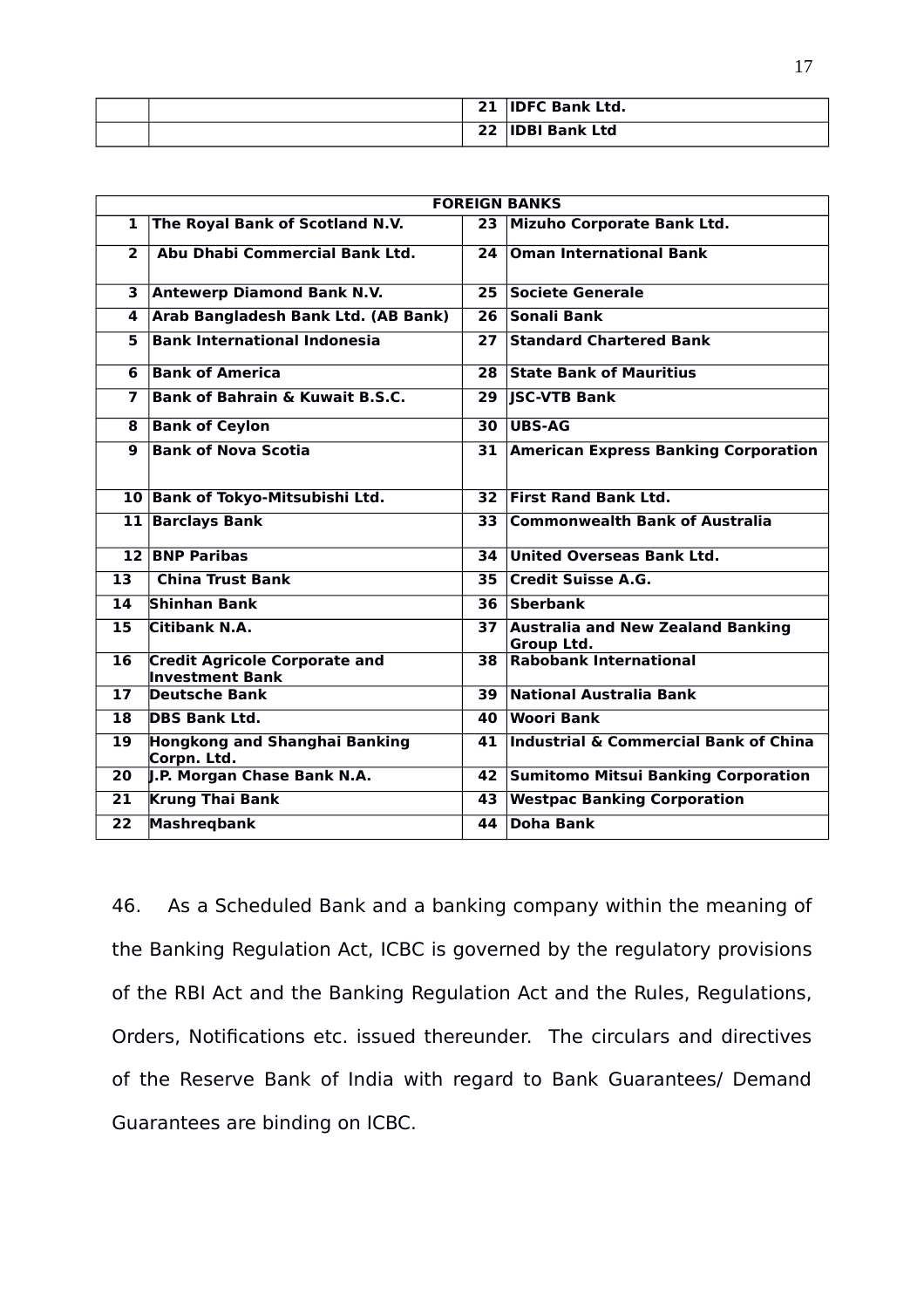| | | 21 | IDFC Bank Ltd. |
|---|---|---|---|
| | | 22 | IDBI Bank Ltd |

| FOREIGN BANKS | | | |
|---|---|---|---|
| 1 | The Royal Bank of Scotland N.V. | 23 | Mizuho Corporate Bank Ltd. |
| 2 | Abu Dhabi Commercial Bank Ltd. | 24 | Oman International Bank |
| 3 | Antewerp Diamond Bank N.V. | 25 | Societe Generale |
| 4 | Arab Bangladesh Bank Ltd. (AB Bank) | 26 | Sonali Bank |
| 5 | Bank International Indonesia | 27 | Standard Chartered Bank |
| 6 | Bank of America | 28 | State Bank of Mauritius |
| 7 | Bank of Bahrain & Kuwait B.S.C. | 29 | JSC-VTB Bank |
| 8 | Bank of Ceylon | 30 | UBS-AG |
| 9 | Bank of Nova Scotia | 31 | American Express Banking Corporation |
| 10 | Bank of Tokyo-Mitsubishi Ltd. | 32 | First Rand Bank Ltd. |
| 11 | Barclays Bank | 33 | Commonwealth Bank of Australia |
| 12 | BNP Paribas | 34 | United Overseas Bank Ltd. |
| 13 | China Trust Bank | 35 | Credit Suisse A.G. |
| 14 | Shinhan Bank | 36 | Sberbank |
| 15 | Citibank N.A. | 37 | Australia and New Zealand Banking Group Ltd. |
| 16 | Credit Agricole Corporate and Investment Bank | 38 | Rabobank International |
| 17 | Deutsche Bank | 39 | National Australia Bank |
| 18 | DBS Bank Ltd. | 40 | Woori Bank |
| 19 | Hongkong and Shanghai Banking Corpn. Ltd. | 41 | Industrial & Commercial Bank of China |
| 20 | J.P. Morgan Chase Bank N.A. | 42 | Sumitomo Mitsui Banking Corporation |
| 21 | Krung Thai Bank | 43 | Westpac Banking Corporation |
| 22 | Mashreqbank | 44 | Doha Bank |

46. As a Scheduled Bank and a banking company within the meaning of the Banking Regulation Act, ICBC is governed by the regulatory provisions of the RBI Act and the Banking Regulation Act and the Rules, Regulations, Orders, Notifications etc. issued thereunder. The circulars and directives of the Reserve Bank of India with regard to Bank Guarantees/ Demand Guarantees are binding on ICBC.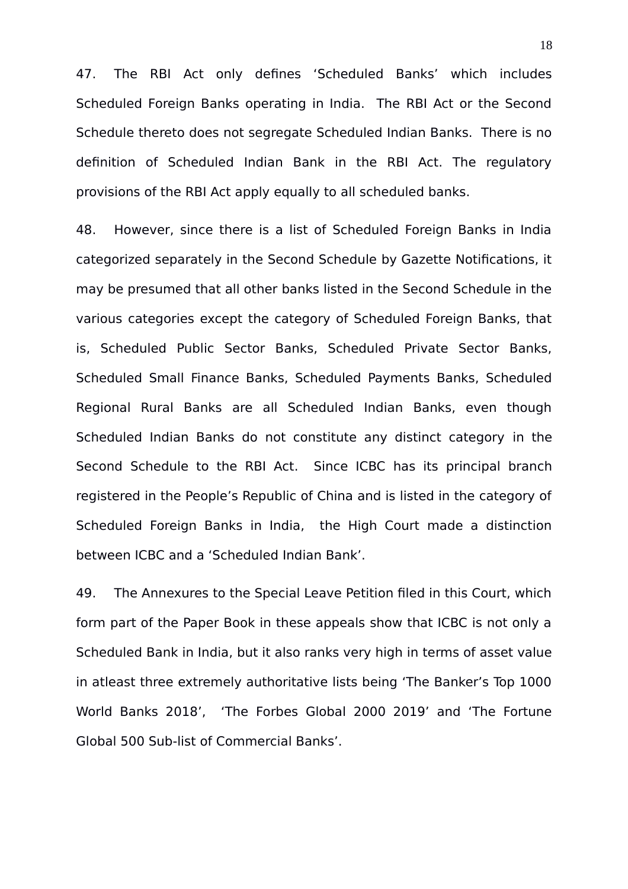47. The RBI Act only defines ‘Scheduled Banks’ which includes Scheduled Foreign Banks operating in India. The RBI Act or the Second Schedule thereto does not segregate Scheduled Indian Banks. There is no definition of Scheduled Indian Bank in the RBI Act. The regulatory provisions of the RBI Act apply equally to all scheduled banks.

48. However, since there is a list of Scheduled Foreign Banks in India categorized separately in the Second Schedule by Gazette Notifications, it may be presumed that all other banks listed in the Second Schedule in the various categories except the category of Scheduled Foreign Banks, that is, Scheduled Public Sector Banks, Scheduled Private Sector Banks, Scheduled Small Finance Banks, Scheduled Payments Banks, Scheduled Regional Rural Banks are all Scheduled Indian Banks, even though Scheduled Indian Banks do not constitute any distinct category in the Second Schedule to the RBI Act. Since ICBC has its principal branch registered in the People’s Republic of China and is listed in the category of Scheduled Foreign Banks in India, the High Court made a distinction between ICBC and a ‘Scheduled Indian Bank’.

49. The Annexures to the Special Leave Petition filed in this Court, which form part of the Paper Book in these appeals show that ICBC is not only a Scheduled Bank in India, but it also ranks very high in terms of asset value in atleast three extremely authoritative lists being ‘The Banker’s Top 1000 World Banks 2018’, ‘The Forbes Global 2000 2019’ and ‘The Fortune Global 500 Sub-list of Commercial Banks’.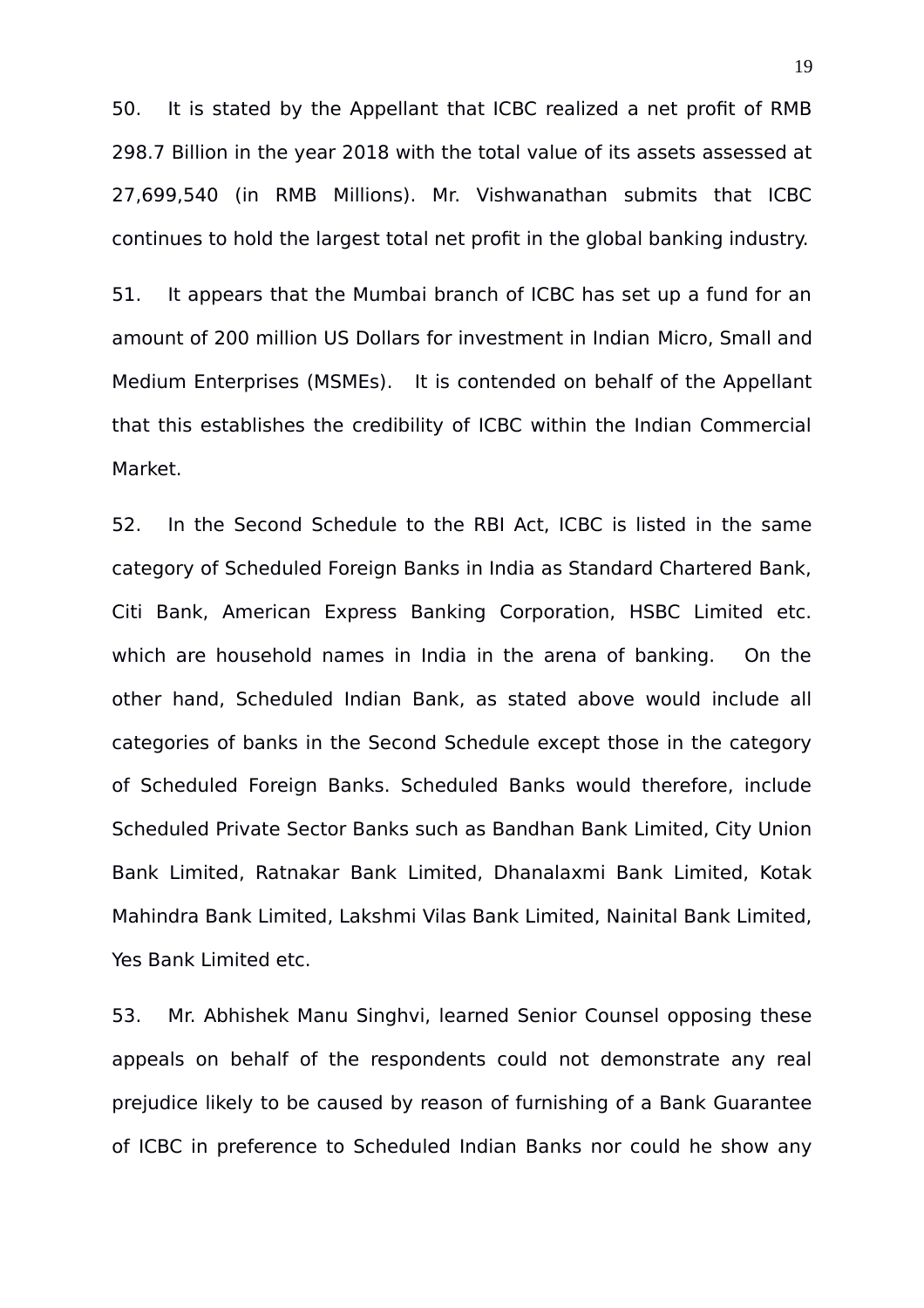50. It is stated by the Appellant that ICBC realized a net profit of RMB 298.7 Billion in the year 2018 with the total value of its assets assessed at 27,699,540 (in RMB Millions). Mr. Vishwanathan submits that ICBC continues to hold the largest total net profit in the global banking industry.

51. It appears that the Mumbai branch of ICBC has set up a fund for an amount of 200 million US Dollars for investment in Indian Micro, Small and Medium Enterprises (MSMEs). It is contended on behalf of the Appellant that this establishes the credibility of ICBC within the Indian Commercial Market.

52. In the Second Schedule to the RBI Act, ICBC is listed in the same category of Scheduled Foreign Banks in India as Standard Chartered Bank, Citi Bank, American Express Banking Corporation, HSBC Limited etc. which are household names in India in the arena of banking. On the other hand, Scheduled Indian Bank, as stated above would include all categories of banks in the Second Schedule except those in the category of Scheduled Foreign Banks. Scheduled Banks would therefore, include Scheduled Private Sector Banks such as Bandhan Bank Limited, City Union Bank Limited, Ratnakar Bank Limited, Dhanalaxmi Bank Limited, Kotak Mahindra Bank Limited, Lakshmi Vilas Bank Limited, Nainital Bank Limited, Yes Bank Limited etc.

53. Mr. Abhishek Manu Singhvi, learned Senior Counsel opposing these appeals on behalf of the respondents could not demonstrate any real prejudice likely to be caused by reason of furnishing of a Bank Guarantee of ICBC in preference to Scheduled Indian Banks nor could he show any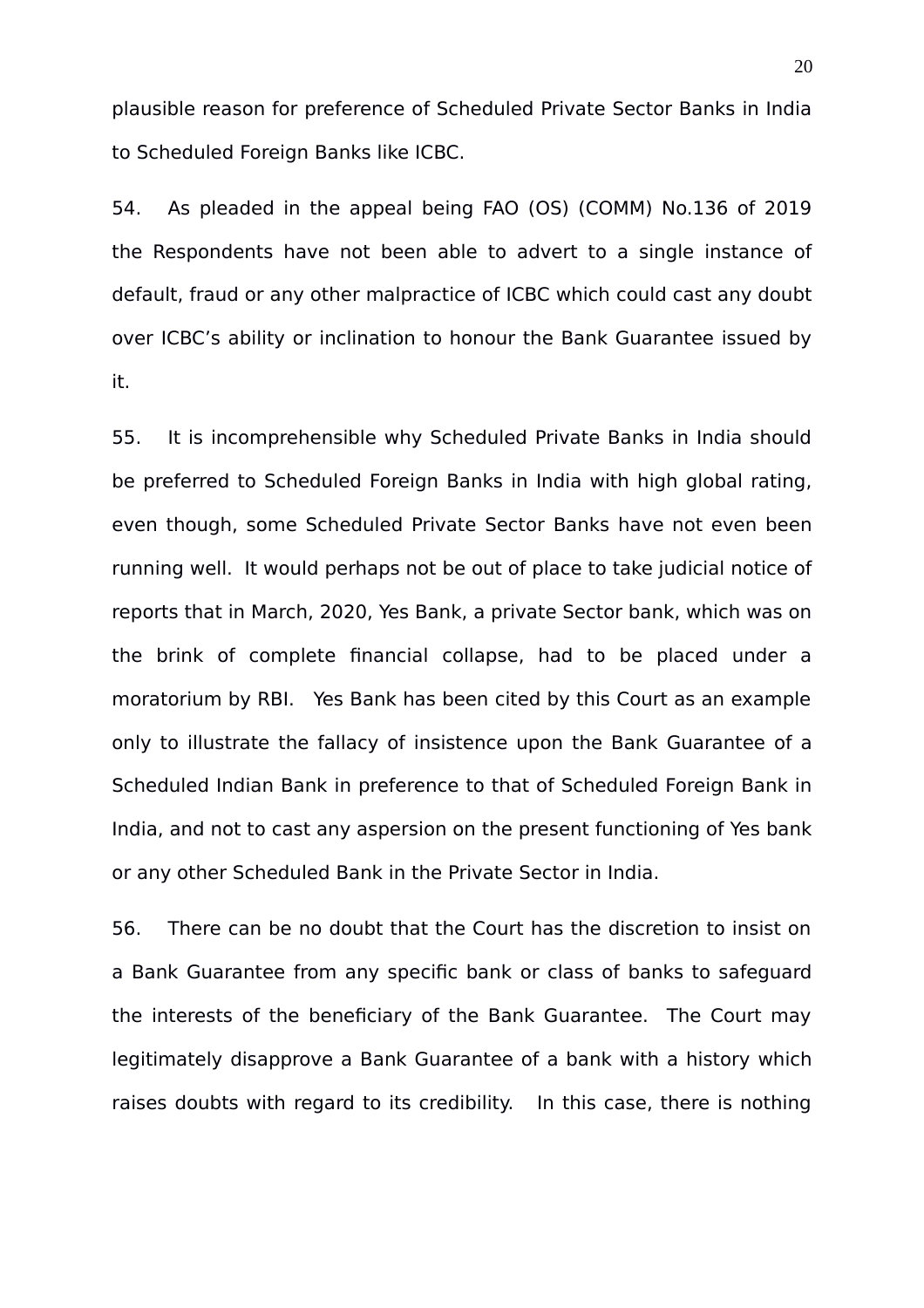plausible reason for preference of Scheduled Private Sector Banks in India to Scheduled Foreign Banks like ICBC.

54. As pleaded in the appeal being FAO (OS) (COMM) No.136 of 2019 the Respondents have not been able to advert to a single instance of default, fraud or any other malpractice of ICBC which could cast any doubt over ICBC's ability or inclination to honour the Bank Guarantee issued by it.

55. It is incomprehensible why Scheduled Private Banks in India should be preferred to Scheduled Foreign Banks in India with high global rating, even though, some Scheduled Private Sector Banks have not even been running well. It would perhaps not be out of place to take judicial notice of reports that in March, 2020, Yes Bank, a private Sector bank, which was on the brink of complete financial collapse, had to be placed under a moratorium by RBI. Yes Bank has been cited by this Court as an example only to illustrate the fallacy of insistence upon the Bank Guarantee of a Scheduled Indian Bank in preference to that of Scheduled Foreign Bank in India, and not to cast any aspersion on the present functioning of Yes bank or any other Scheduled Bank in the Private Sector in India.

56. There can be no doubt that the Court has the discretion to insist on a Bank Guarantee from any specific bank or class of banks to safeguard the interests of the beneficiary of the Bank Guarantee. The Court may legitimately disapprove a Bank Guarantee of a bank with a history which raises doubts with regard to its credibility. In this case, there is nothing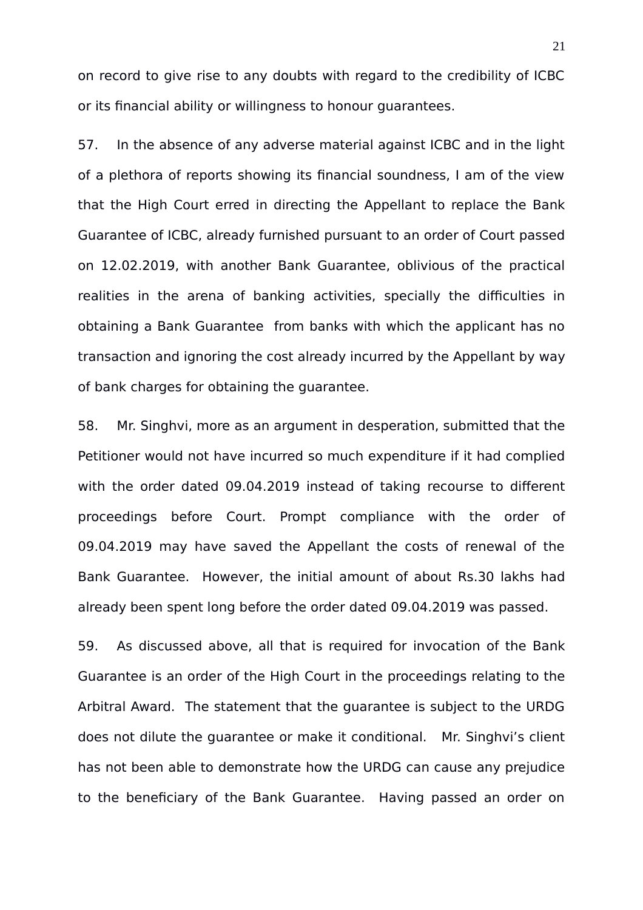on record to give rise to any doubts with regard to the credibility of ICBC or its financial ability or willingness to honour guarantees.

57. In the absence of any adverse material against ICBC and in the light of a plethora of reports showing its financial soundness, I am of the view that the High Court erred in directing the Appellant to replace the Bank Guarantee of ICBC, already furnished pursuant to an order of Court passed on 12.02.2019, with another Bank Guarantee, oblivious of the practical realities in the arena of banking activities, specially the difficulties in obtaining a Bank Guarantee from banks with which the applicant has no transaction and ignoring the cost already incurred by the Appellant by way of bank charges for obtaining the guarantee.

58. Mr. Singhvi, more as an argument in desperation, submitted that the Petitioner would not have incurred so much expenditure if it had complied with the order dated 09.04.2019 instead of taking recourse to different proceedings before Court. Prompt compliance with the order of 09.04.2019 may have saved the Appellant the costs of renewal of the Bank Guarantee. However, the initial amount of about Rs.30 lakhs had already been spent long before the order dated 09.04.2019 was passed.

59. As discussed above, all that is required for invocation of the Bank Guarantee is an order of the High Court in the proceedings relating to the Arbitral Award. The statement that the guarantee is subject to the URDG does not dilute the guarantee or make it conditional. Mr. Singhvi's client has not been able to demonstrate how the URDG can cause any prejudice to the beneficiary of the Bank Guarantee. Having passed an order on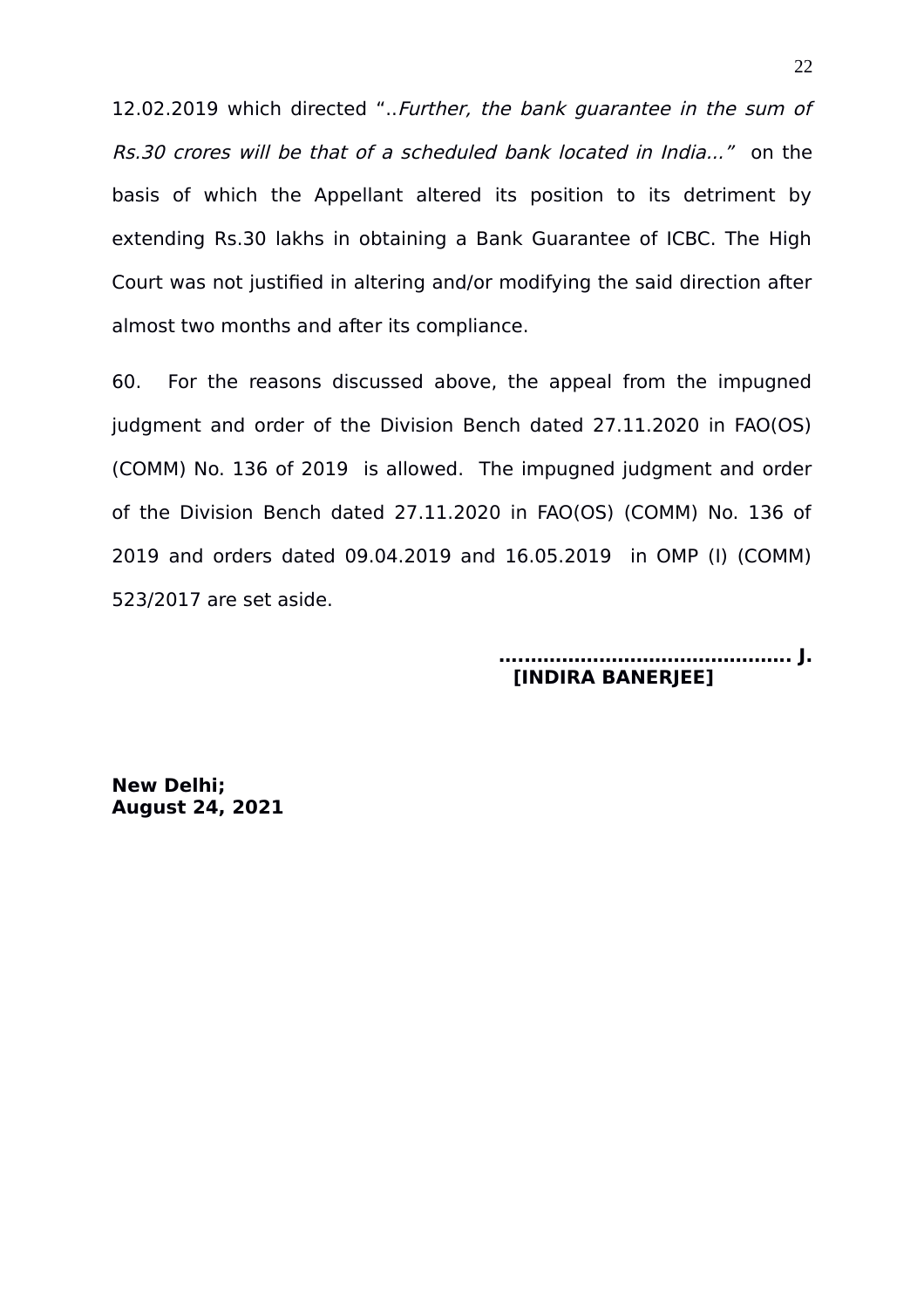12.02.2019 which directed "..*Further, the bank guarantee in the sum of Rs.30 crores will be that of a scheduled bank located in India...*" on the basis of which the Appellant altered its position to its detriment by extending Rs.30 lakhs in obtaining a Bank Guarantee of ICBC. The High Court was not justified in altering and/or modifying the said direction after almost two months and after its compliance.

60. For the reasons discussed above, the appeal from the impugned judgment and order of the Division Bench dated 27.11.2020 in FAO(OS) (COMM) No. 136 of 2019 is allowed. The impugned judgment and order of the Division Bench dated 27.11.2020 in FAO(OS) (COMM) No. 136 of 2019 and orders dated 09.04.2019 and 16.05.2019 in OMP (I) (COMM) 523/2017 are set aside.

**.............................................. J.**
**[INDIRA BANERJEE]**

**New Delhi;**
**August 24, 2021**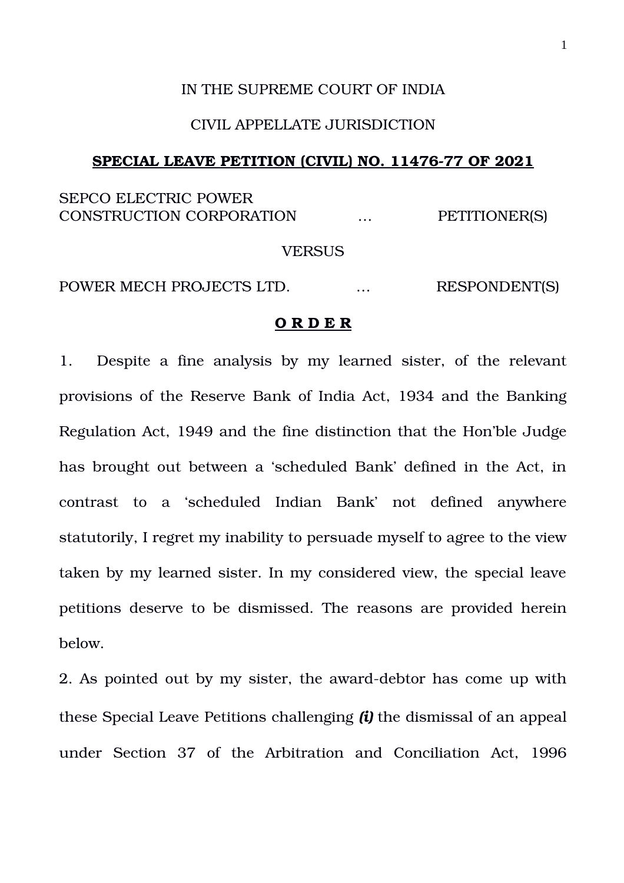IN THE SUPREME COURT OF INDIA

CIVIL APPELLATE JURISDICTION

**SPECIAL LEAVE PETITION (CIVIL) NO. 11476-77 OF 2021**

SEPCO ELECTRIC POWER CONSTRUCTION CORPORATION … PETITIONER(S)

VERSUS

POWER MECH PROJECTS LTD. … RESPONDENT(S)

**O R D E R**

1. Despite a fine analysis by my learned sister, of the relevant provisions of the Reserve Bank of India Act, 1934 and the Banking Regulation Act, 1949 and the fine distinction that the Hon'ble Judge has brought out between a 'scheduled Bank' defined in the Act, in contrast to a 'scheduled Indian Bank' not defined anywhere statutorily, I regret my inability to persuade myself to agree to the view taken by my learned sister. In my considered view, the special leave petitions deserve to be dismissed. The reasons are provided herein below.

2. As pointed out by my sister, the award-debtor has come up with these Special Leave Petitions challenging ***(i)*** the dismissal of an appeal under Section 37 of the Arbitration and Conciliation Act, 1996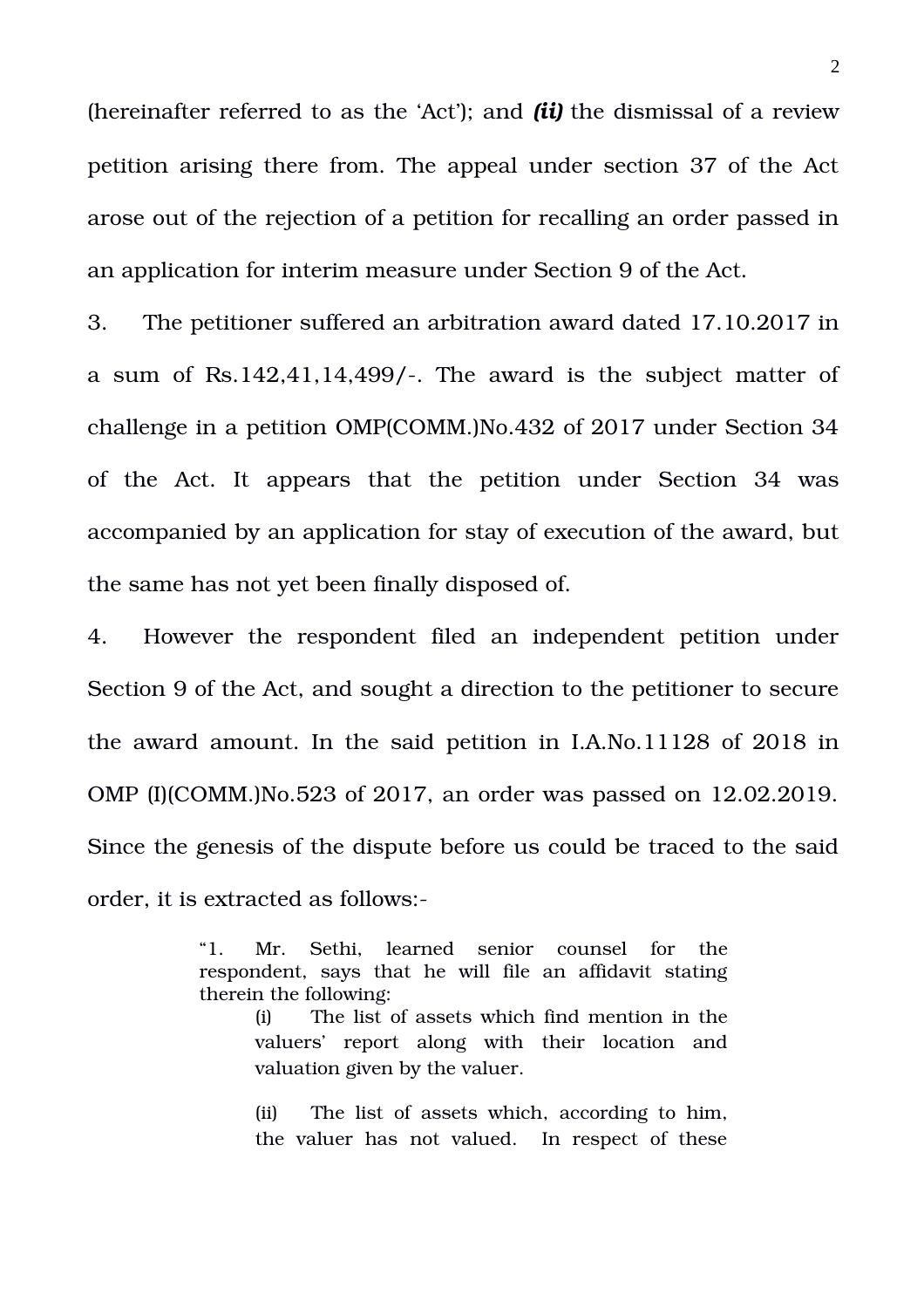(hereinafter referred to as the 'Act'); and ***(ii)*** the dismissal of a review petition arising there from. The appeal under section 37 of the Act arose out of the rejection of a petition for recalling an order passed in an application for interim measure under Section 9 of the Act.

3. The petitioner suffered an arbitration award dated 17.10.2017 in a sum of Rs.142,41,14,499/-. The award is the subject matter of challenge in a petition OMP(COMM.)No.432 of 2017 under Section 34 of the Act. It appears that the petition under Section 34 was accompanied by an application for stay of execution of the award, but the same has not yet been finally disposed of.

4. However the respondent filed an independent petition under Section 9 of the Act, and sought a direction to the petitioner to secure the award amount. In the said petition in I.A.No.11128 of 2018 in OMP (I)(COMM.)No.523 of 2017, an order was passed on 12.02.2019. Since the genesis of the dispute before us could be traced to the said order, it is extracted as follows:-

> "1. Mr. Sethi, learned senior counsel for the respondent, says that he will file an affidavit stating therein the following:
>
> (i) The list of assets which find mention in the valuers' report along with their location and valuation given by the valuer.
>
> (ii) The list of assets which, according to him, the valuer has not valued. In respect of these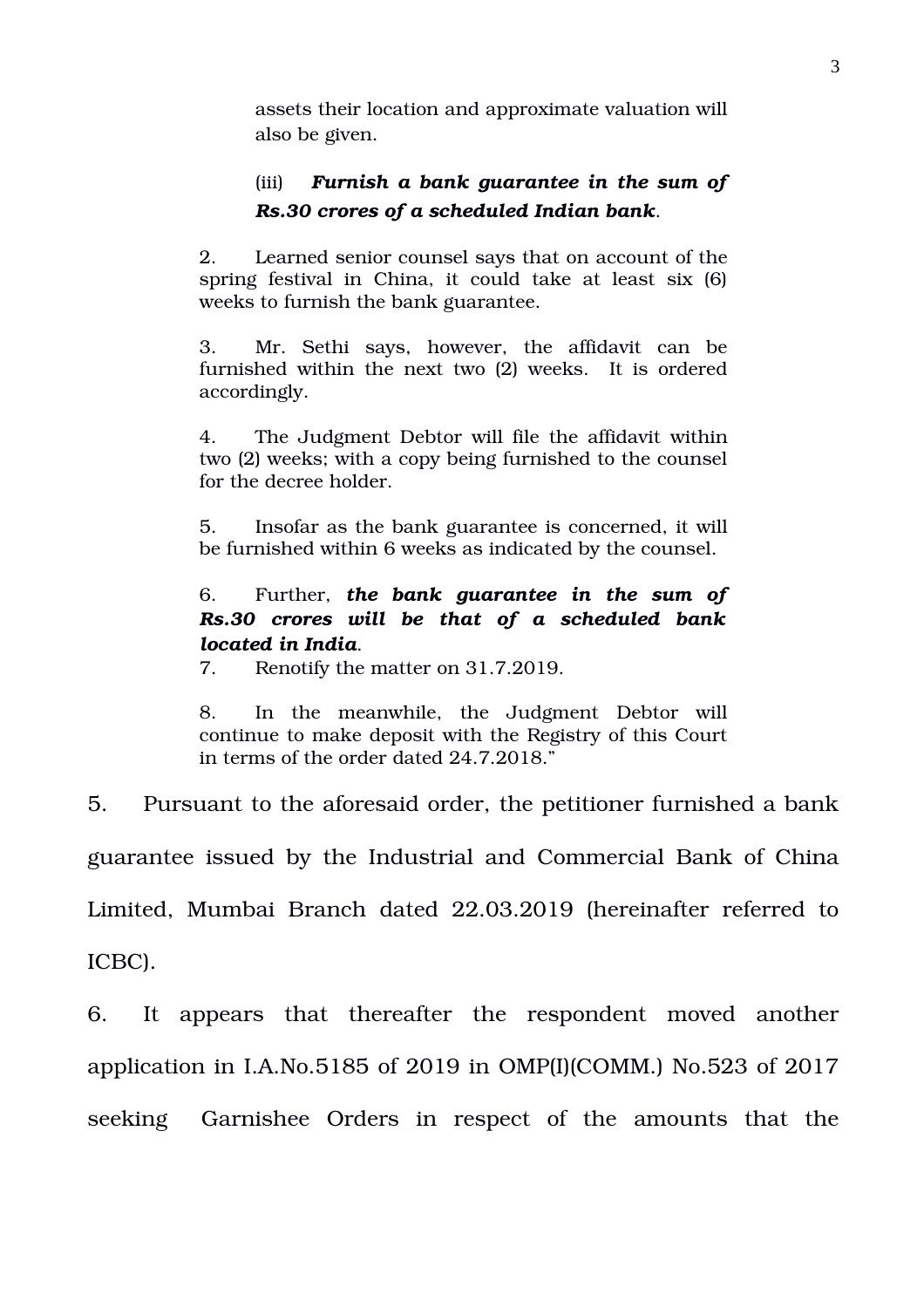> assets their location and approximate valuation will also be given.
>
> (iii) ***Furnish a bank guarantee in the sum of Rs.30 crores of a scheduled Indian bank***.
>
> 2. Learned senior counsel says that on account of the spring festival in China, it could take at least six (6) weeks to furnish the bank guarantee.
>
> 3. Mr. Sethi says, however, the affidavit can be furnished within the next two (2) weeks. It is ordered accordingly.
>
> 4. The Judgment Debtor will file the affidavit within two (2) weeks; with a copy being furnished to the counsel for the decree holder.
>
> 5. Insofar as the bank guarantee is concerned, it will be furnished within 6 weeks as indicated by the counsel.
>
> 6. Further, ***the bank guarantee in the sum of Rs.30 crores will be that of a scheduled bank located in India***.
>
> 7. Renotify the matter on 31.7.2019.
>
> 8. In the meanwhile, the Judgment Debtor will continue to make deposit with the Registry of this Court in terms of the order dated 24.7.2018."

5. Pursuant to the aforesaid order, the petitioner furnished a bank guarantee issued by the Industrial and Commercial Bank of China Limited, Mumbai Branch dated 22.03.2019 (hereinafter referred to ICBC).

6. It appears that thereafter the respondent moved another application in I.A.No.5185 of 2019 in OMP(I)(COMM.) No.523 of 2017 seeking Garnishee Orders in respect of the amounts that the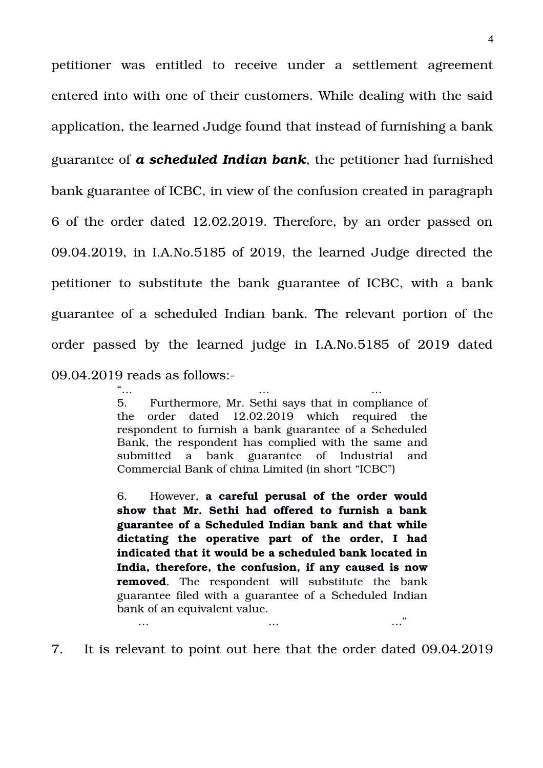petitioner was entitled to receive under a settlement agreement entered into with one of their customers. While dealing with the said application, the learned Judge found that instead of furnishing a bank guarantee of ***a scheduled Indian bank***, the petitioner had furnished bank guarantee of ICBC, in view of the confusion created in paragraph 6 of the order dated 12.02.2019. Therefore, by an order passed on 09.04.2019, in I.A.No.5185 of 2019, the learned Judge directed the petitioner to substitute the bank guarantee of ICBC, with a bank guarantee of a scheduled Indian bank. The relevant portion of the order passed by the learned judge in I.A.No.5185 of 2019 dated 09.04.2019 reads as follows:-

> "… … …
>
> 5. Furthermore, Mr. Sethi says that in compliance of the order dated 12.02.2019 which required the respondent to furnish a bank guarantee of a Scheduled Bank, the respondent has complied with the same and submitted a bank guarantee of Industrial and Commercial Bank of china Limited (in short "ICBC")
>
> 6. However, **a careful perusal of the order would show that Mr. Sethi had offered to furnish a bank guarantee of a Scheduled Indian bank and that while dictating the operative part of the order, I had indicated that it would be a scheduled bank located in India, therefore, the confusion, if any caused is now removed**. The respondent will substitute the bank guarantee filed with a guarantee of a Scheduled Indian bank of an equivalent value.
>
> … … …"

7. It is relevant to point out here that the order dated 09.04.2019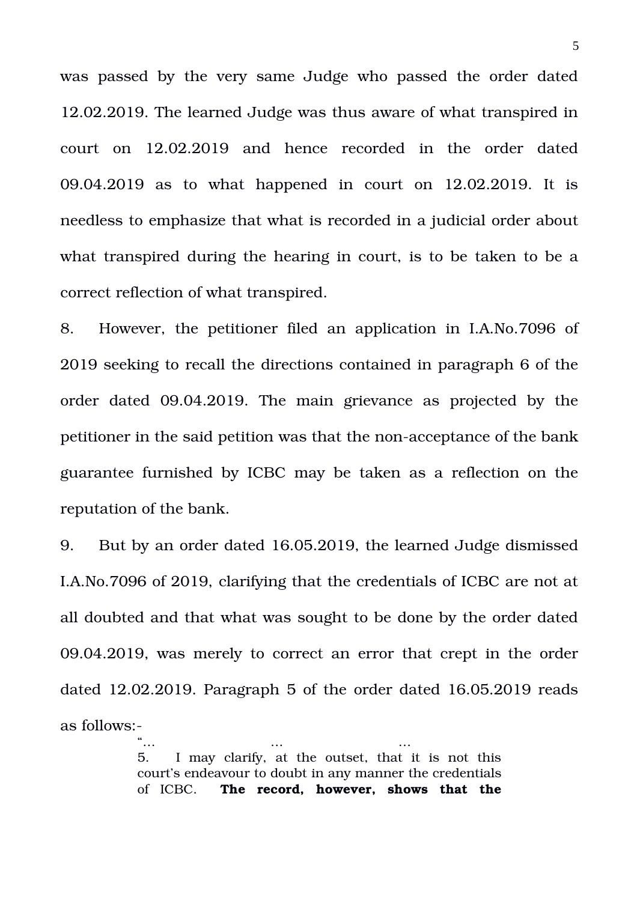was passed by the very same Judge who passed the order dated 12.02.2019. The learned Judge was thus aware of what transpired in court on 12.02.2019 and hence recorded in the order dated 09.04.2019 as to what happened in court on 12.02.2019. It is needless to emphasize that what is recorded in a judicial order about what transpired during the hearing in court, is to be taken to be a correct reflection of what transpired.

8. However, the petitioner filed an application in I.A.No.7096 of 2019 seeking to recall the directions contained in paragraph 6 of the order dated 09.04.2019. The main grievance as projected by the petitioner in the said petition was that the non-acceptance of the bank guarantee furnished by ICBC may be taken as a reflection on the reputation of the bank.

9. But by an order dated 16.05.2019, the learned Judge dismissed I.A.No.7096 of 2019, clarifying that the credentials of ICBC are not at all doubted and that what was sought to be done by the order dated 09.04.2019, was merely to correct an error that crept in the order dated 12.02.2019. Paragraph 5 of the order dated 16.05.2019 reads as follows:-

> "… … …
>
> 5. I may clarify, at the outset, that it is not this court's endeavour to doubt in any manner the credentials of ICBC. **The record, however, shows that the**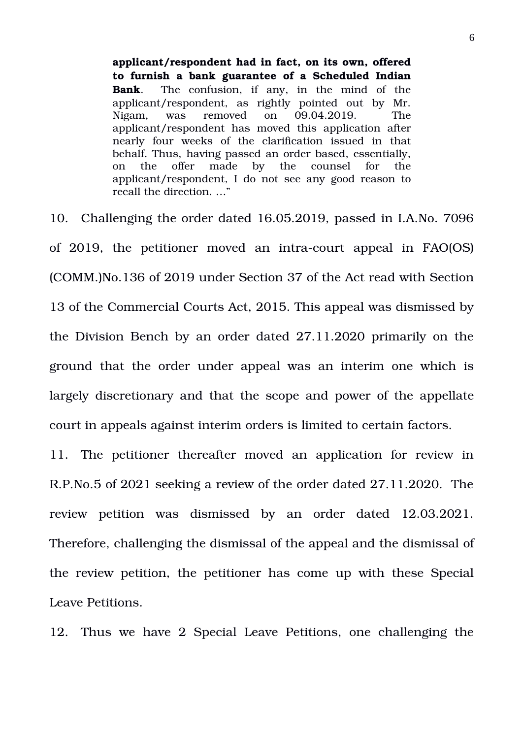> **applicant/respondent had in fact, on its own, offered to furnish a bank guarantee of a Scheduled Indian Bank**. The confusion, if any, in the mind of the applicant/respondent, as rightly pointed out by Mr. Nigam, was removed on 09.04.2019. The applicant/respondent has moved this application after nearly four weeks of the clarification issued in that behalf. Thus, having passed an order based, essentially, on the offer made by the counsel for the applicant/respondent, I do not see any good reason to recall the direction. …"

10. Challenging the order dated 16.05.2019, passed in I.A.No. 7096 of 2019, the petitioner moved an intra-court appeal in FAO(OS) (COMM.)No.136 of 2019 under Section 37 of the Act read with Section 13 of the Commercial Courts Act, 2015. This appeal was dismissed by the Division Bench by an order dated 27.11.2020 primarily on the ground that the order under appeal was an interim one which is largely discretionary and that the scope and power of the appellate court in appeals against interim orders is limited to certain factors.

11. The petitioner thereafter moved an application for review in R.P.No.5 of 2021 seeking a review of the order dated 27.11.2020. The review petition was dismissed by an order dated 12.03.2021. Therefore, challenging the dismissal of the appeal and the dismissal of the review petition, the petitioner has come up with these Special Leave Petitions.

12. Thus we have 2 Special Leave Petitions, one challenging the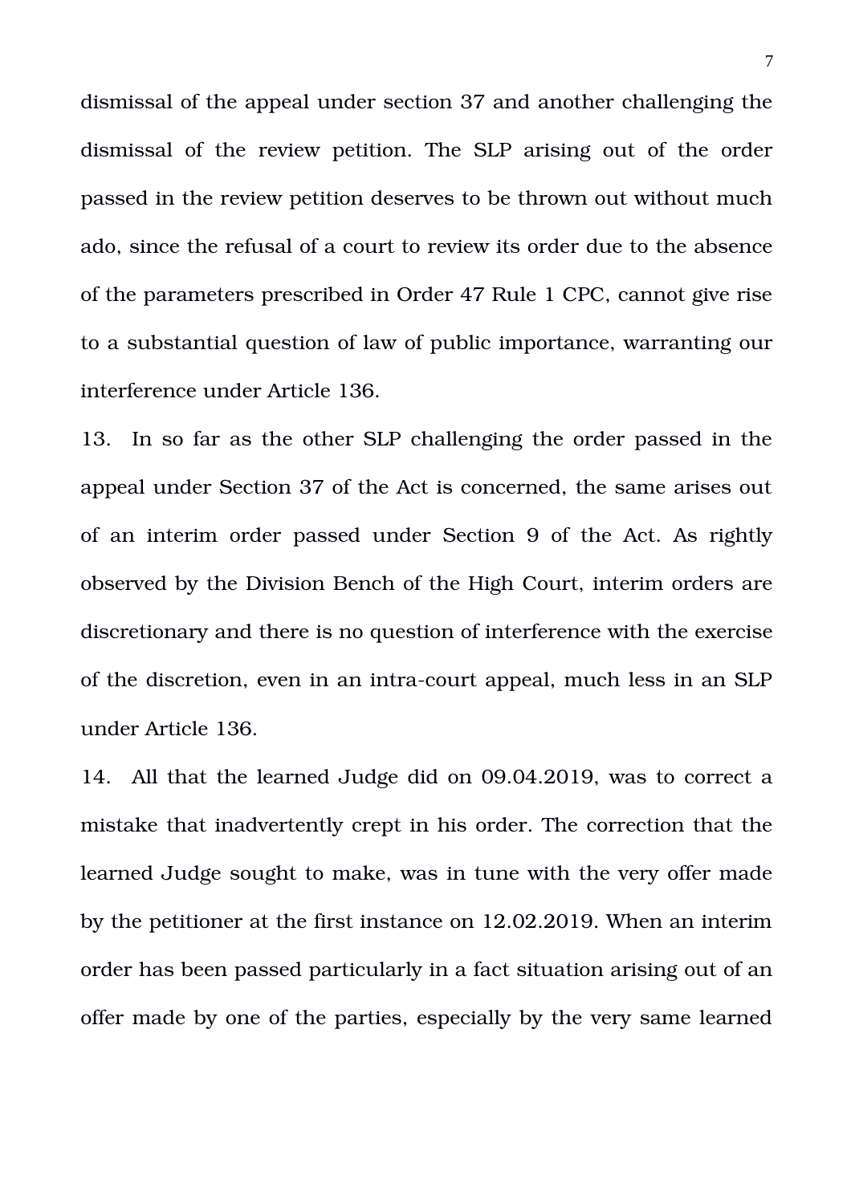dismissal of the appeal under section 37 and another challenging the dismissal of the review petition. The SLP arising out of the order passed in the review petition deserves to be thrown out without much ado, since the refusal of a court to review its order due to the absence of the parameters prescribed in Order 47 Rule 1 CPC, cannot give rise to a substantial question of law of public importance, warranting our interference under Article 136.

13. In so far as the other SLP challenging the order passed in the appeal under Section 37 of the Act is concerned, the same arises out of an interim order passed under Section 9 of the Act. As rightly observed by the Division Bench of the High Court, interim orders are discretionary and there is no question of interference with the exercise of the discretion, even in an intra-court appeal, much less in an SLP under Article 136.

14. All that the learned Judge did on 09.04.2019, was to correct a mistake that inadvertently crept in his order. The correction that the learned Judge sought to make, was in tune with the very offer made by the petitioner at the first instance on 12.02.2019. When an interim order has been passed particularly in a fact situation arising out of an offer made by one of the parties, especially by the very same learned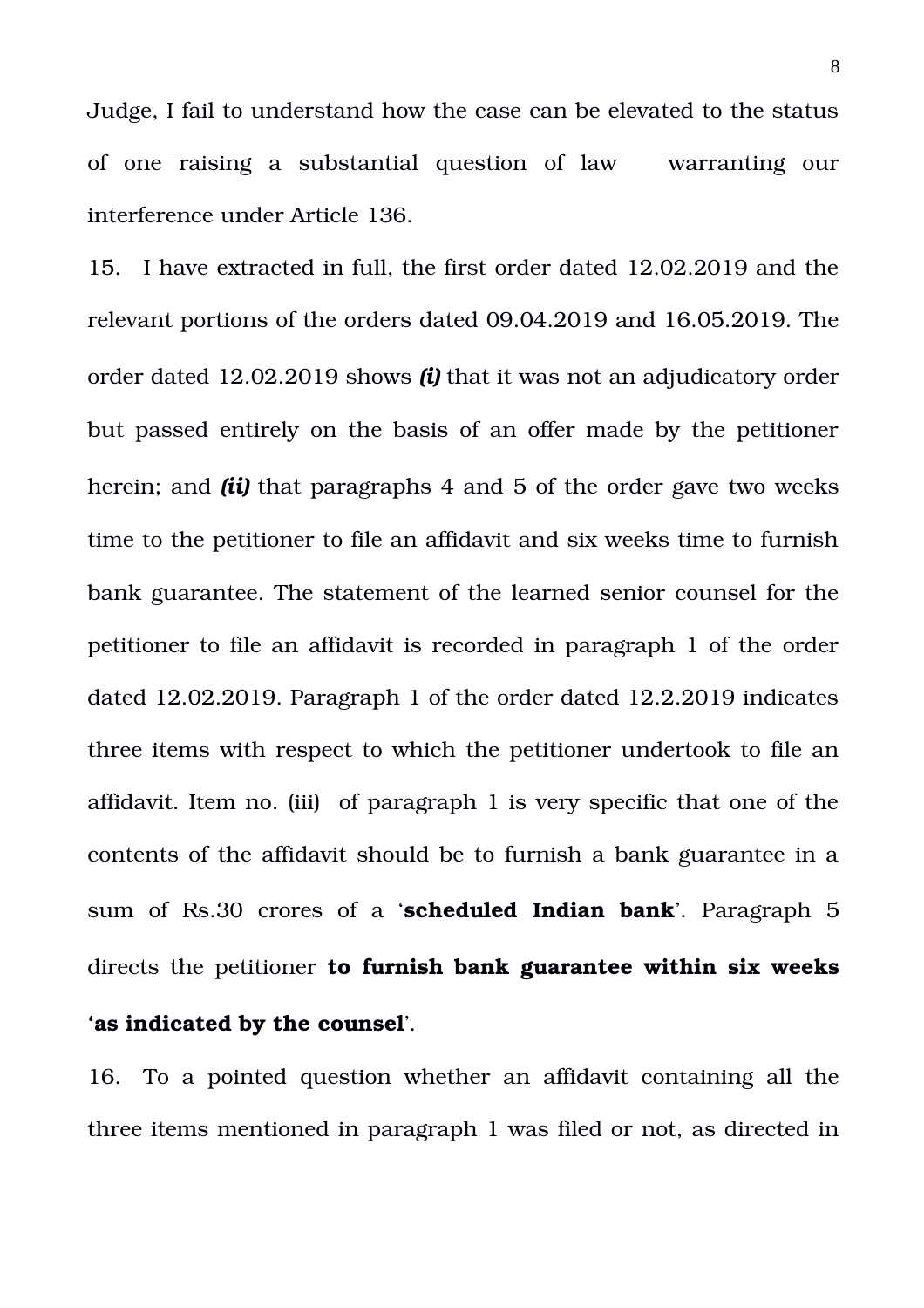Judge, I fail to understand how the case can be elevated to the status of one raising a substantial question of law warranting our interference under Article 136.

15. I have extracted in full, the first order dated 12.02.2019 and the relevant portions of the orders dated 09.04.2019 and 16.05.2019. The order dated 12.02.2019 shows ***(i)*** that it was not an adjudicatory order but passed entirely on the basis of an offer made by the petitioner herein; and ***(ii)*** that paragraphs 4 and 5 of the order gave two weeks time to the petitioner to file an affidavit and six weeks time to furnish bank guarantee. The statement of the learned senior counsel for the petitioner to file an affidavit is recorded in paragraph 1 of the order dated 12.02.2019. Paragraph 1 of the order dated 12.2.2019 indicates three items with respect to which the petitioner undertook to file an affidavit. Item no. (iii) of paragraph 1 is very specific that one of the contents of the affidavit should be to furnish a bank guarantee in a sum of Rs.30 crores of a '**scheduled Indian bank**'. Paragraph 5 directs the petitioner **to furnish bank guarantee within six weeks 'as indicated by the counsel**'.

16. To a pointed question whether an affidavit containing all the three items mentioned in paragraph 1 was filed or not, as directed in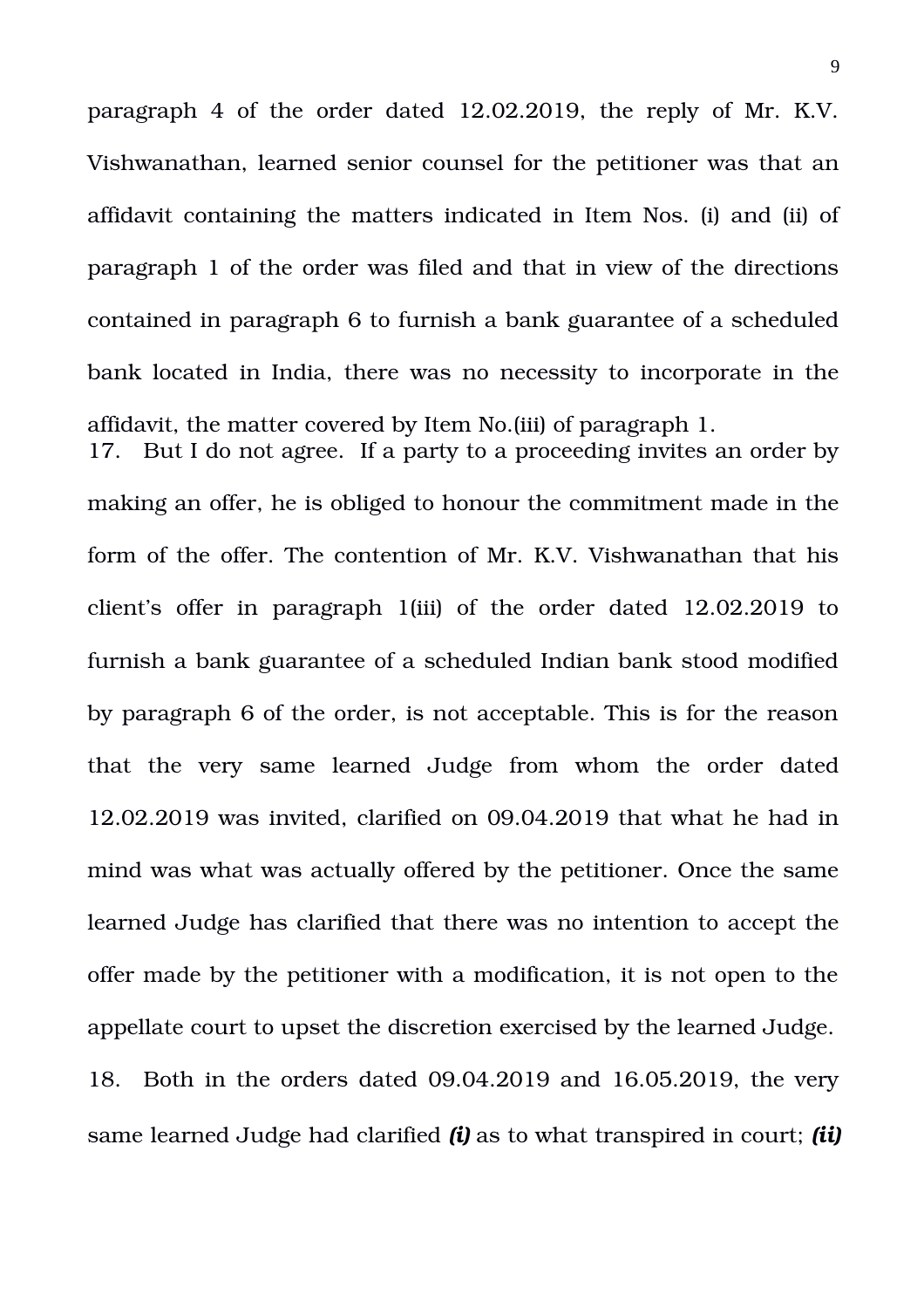paragraph 4 of the order dated 12.02.2019, the reply of Mr. K.V. Vishwanathan, learned senior counsel for the petitioner was that an affidavit containing the matters indicated in Item Nos. (i) and (ii) of paragraph 1 of the order was filed and that in view of the directions contained in paragraph 6 to furnish a bank guarantee of a scheduled bank located in India, there was no necessity to incorporate in the affidavit, the matter covered by Item No.(iii) of paragraph 1.

17. But I do not agree. If a party to a proceeding invites an order by making an offer, he is obliged to honour the commitment made in the form of the offer. The contention of Mr. K.V. Vishwanathan that his client's offer in paragraph 1(iii) of the order dated 12.02.2019 to furnish a bank guarantee of a scheduled Indian bank stood modified by paragraph 6 of the order, is not acceptable. This is for the reason that the very same learned Judge from whom the order dated 12.02.2019 was invited, clarified on 09.04.2019 that what he had in mind was what was actually offered by the petitioner. Once the same learned Judge has clarified that there was no intention to accept the offer made by the petitioner with a modification, it is not open to the appellate court to upset the discretion exercised by the learned Judge.

18. Both in the orders dated 09.04.2019 and 16.05.2019, the very same learned Judge had clarified ***(i)*** as to what transpired in court; ***(ii)***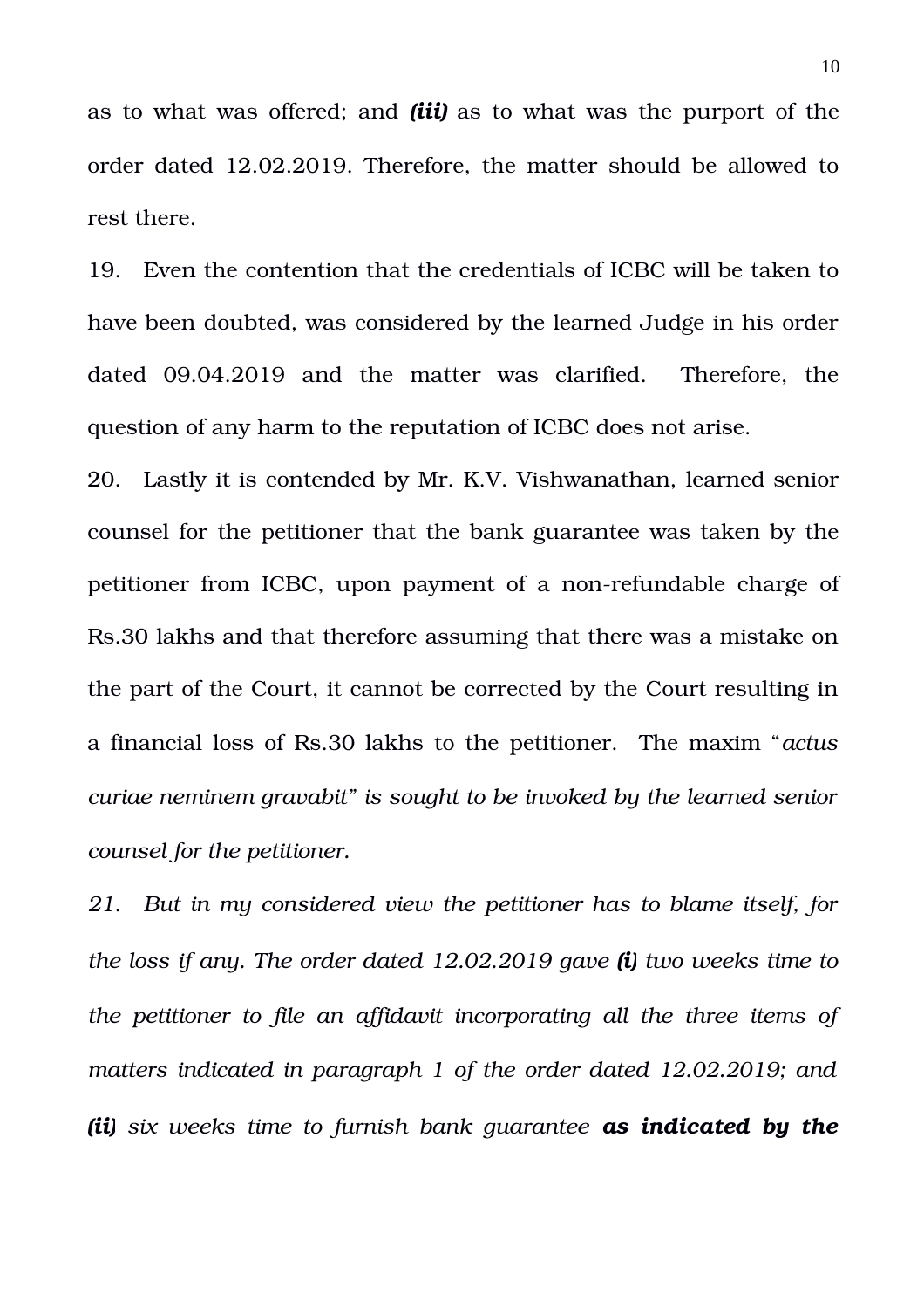as to what was offered; and ***(iii)*** as to what was the purport of the order dated 12.02.2019. Therefore, the matter should be allowed to rest there.

19. Even the contention that the credentials of ICBC will be taken to have been doubted, was considered by the learned Judge in his order dated 09.04.2019 and the matter was clarified. Therefore, the question of any harm to the reputation of ICBC does not arise.

20. Lastly it is contended by Mr. K.V. Vishwanathan, learned senior counsel for the petitioner that the bank guarantee was taken by the petitioner from ICBC, upon payment of a non-refundable charge of Rs.30 lakhs and that therefore assuming that there was a mistake on the part of the Court, it cannot be corrected by the Court resulting in a financial loss of Rs.30 lakhs to the petitioner. The maxim "*actus curiae neminem gravabit" is sought to be invoked by the learned senior counsel for the petitioner.*

*21. But in my considered view the petitioner has to blame itself, for the loss if any. The order dated 12.02.2019 gave **(i)** two weeks time to the petitioner to file an affidavit incorporating all the three items of matters indicated in paragraph 1 of the order dated 12.02.2019; and **(ii)** six weeks time to furnish bank guarantee **as indicated by the***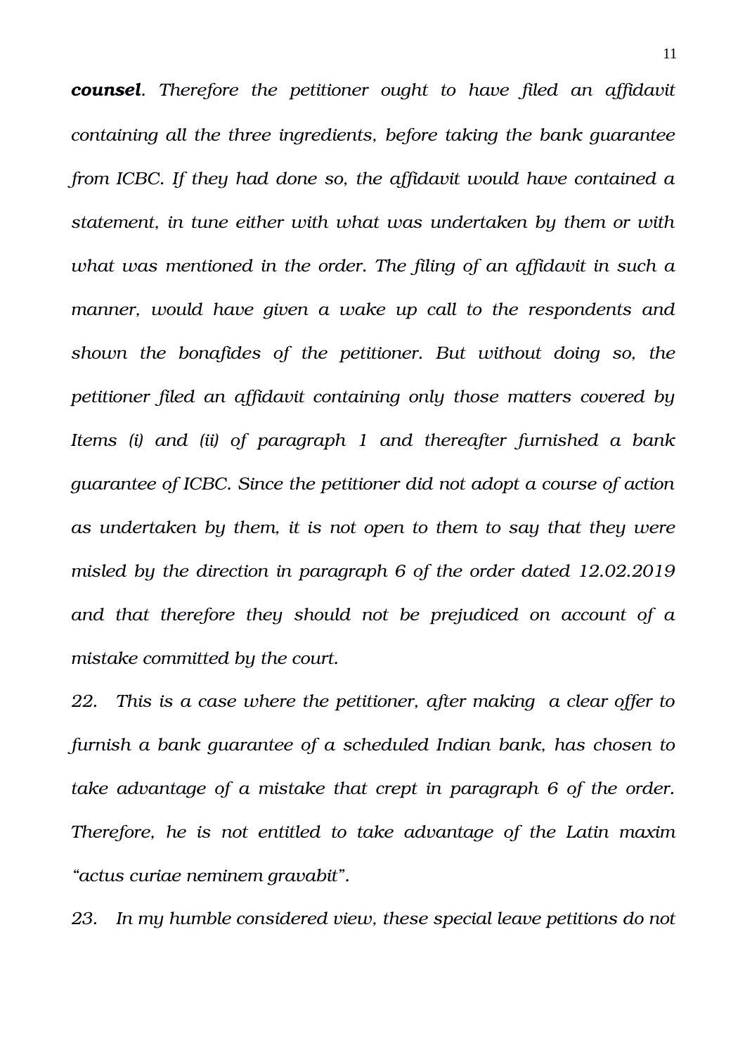***counsel***. *Therefore the petitioner ought to have filed an affidavit containing all the three ingredients, before taking the bank guarantee from ICBC. If they had done so, the affidavit would have contained a statement, in tune either with what was undertaken by them or with what was mentioned in the order. The filing of an affidavit in such a manner, would have given a wake up call to the respondents and shown the bonafides of the petitioner. But without doing so, the petitioner filed an affidavit containing only those matters covered by Items (i) and (ii) of paragraph 1 and thereafter furnished a bank guarantee of ICBC. Since the petitioner did not adopt a course of action as undertaken by them, it is not open to them to say that they were misled by the direction in paragraph 6 of the order dated 12.02.2019 and that therefore they should not be prejudiced on account of a mistake committed by the court.*

*22. This is a case where the petitioner, after making a clear offer to furnish a bank guarantee of a scheduled Indian bank, has chosen to take advantage of a mistake that crept in paragraph 6 of the order. Therefore, he is not entitled to take advantage of the Latin maxim "actus curiae neminem gravabit".*

*23. In my humble considered view, these special leave petitions do not*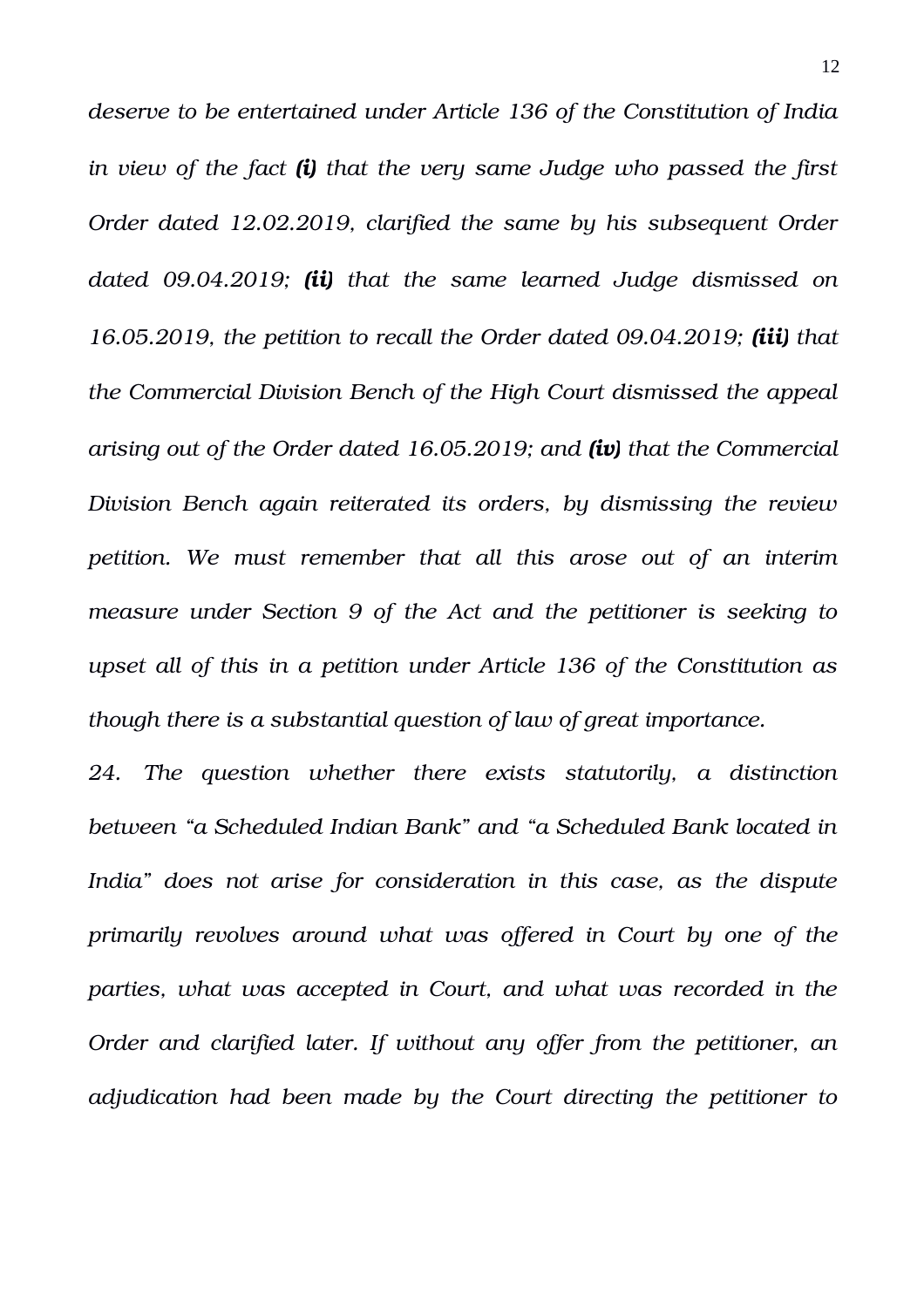*deserve to be entertained under Article 136 of the Constitution of India in view of the fact **(i)** that the very same Judge who passed the first Order dated 12.02.2019, clarified the same by his subsequent Order dated 09.04.2019; **(ii)** that the same learned Judge dismissed on 16.05.2019, the petition to recall the Order dated 09.04.2019; **(iii)** that the Commercial Division Bench of the High Court dismissed the appeal arising out of the Order dated 16.05.2019; and **(iv)** that the Commercial Division Bench again reiterated its orders, by dismissing the review petition. We must remember that all this arose out of an interim measure under Section 9 of the Act and the petitioner is seeking to upset all of this in a petition under Article 136 of the Constitution as though there is a substantial question of law of great importance.*

*24. The question whether there exists statutorily, a distinction between "a Scheduled Indian Bank" and "a Scheduled Bank located in India" does not arise for consideration in this case, as the dispute primarily revolves around what was offered in Court by one of the parties, what was accepted in Court, and what was recorded in the Order and clarified later. If without any offer from the petitioner, an adjudication had been made by the Court directing the petitioner to*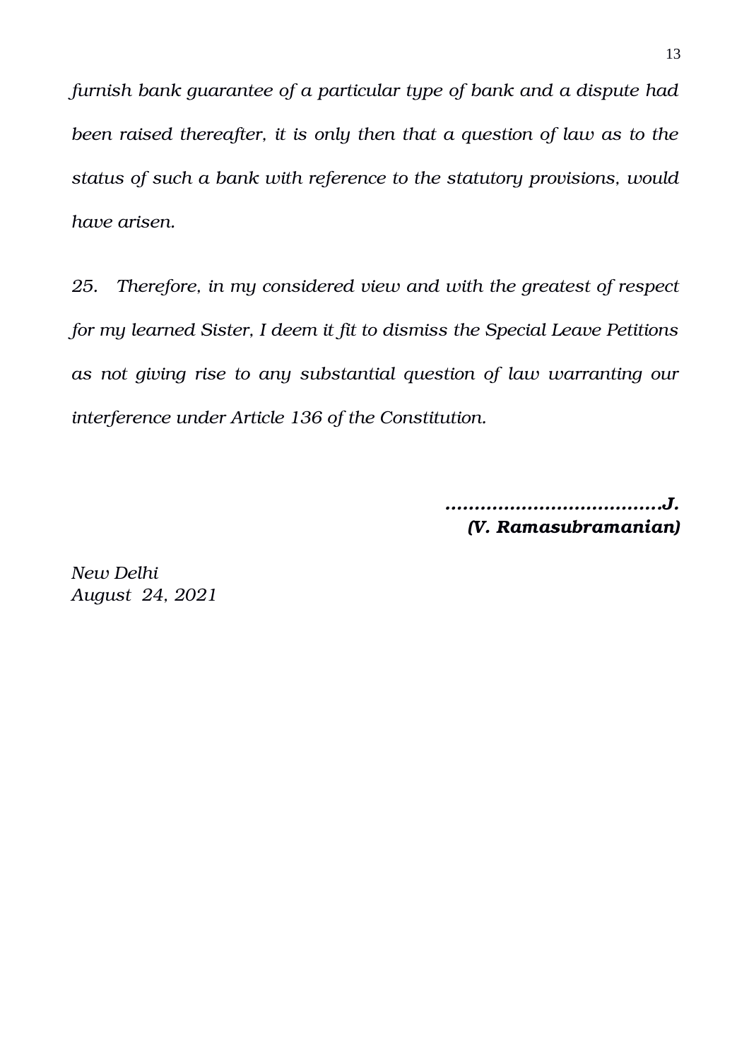*furnish bank guarantee of a particular type of bank and a dispute had been raised thereafter, it is only then that a question of law as to the status of such a bank with reference to the statutory provisions, would have arisen.*

*25. Therefore, in my considered view and with the greatest of respect for my learned Sister, I deem it fit to dismiss the Special Leave Petitions as not giving rise to any substantial question of law warranting our interference under Article 136 of the Constitution.*

***.....................................J.***
***(V. Ramasubramanian)***

*New Delhi*
*August 24, 2021*